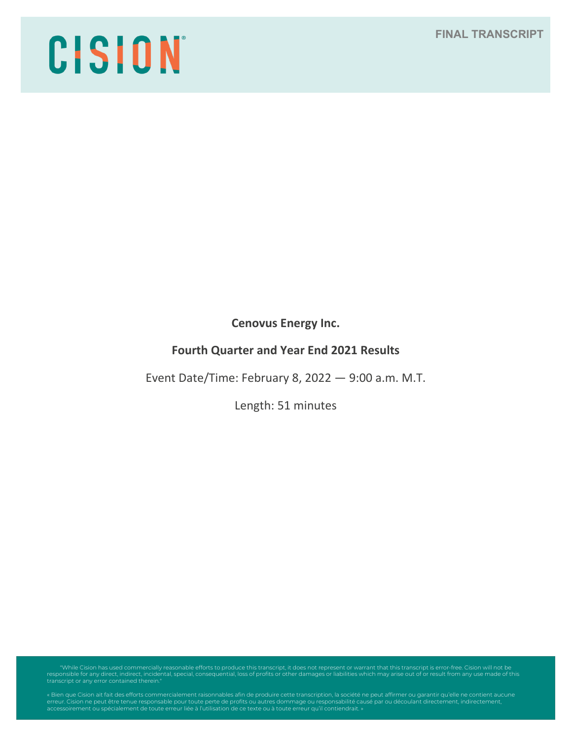CISION

FINAL TRANSCRIPT

**Cenovus Energy Inc.**

**Fourth Quarter and Year End 2021 Results**

Event Date/Time: February 8, 2022 — 9:00 a.m. M.T.

Length: 51 minutes

"While Cision has used commercially reasonable efforts to produce this transcript, it does not represent or warrant that this transcript is error-free. Cision will not be responsible for any direct, indirect, incidental, special, consequential, loss of profits or other damages or liabilities which may arise out of or result from any use made of this transcript or any error contained therein."

« Bien que Cision ait fait des efforts commercialement raisonnables afin de produire cette transcription, la société ne peut affirmer ou garantir qu'elle ne contient aucune erreur. Cision ne peut être tenue responsable pour toute perte de profits ou autres dommage ou responsabilité causé par ou découlant directement, indirectement, accessoirement ou spécialement de toute erreur liée à l'utilisation de ce texte ou à toute erreur qu'il contiendrait. »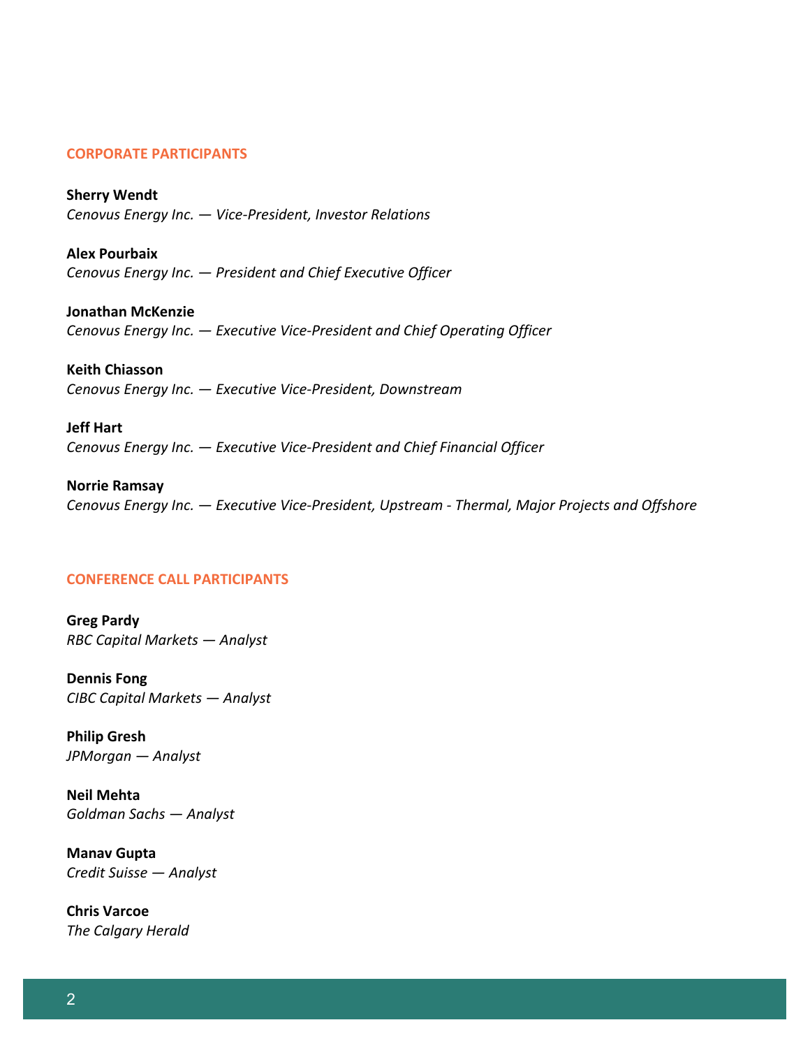## CORPORATE PARTICIPANTS

**Sherry Wendt**
*Cenovus Energy Inc. — Vice-President, Investor Relations*

**Alex Pourbaix**
*Cenovus Energy Inc. — President and Chief Executive Officer*

**Jonathan McKenzie**
*Cenovus Energy Inc. — Executive Vice-President and Chief Operating Officer*

**Keith Chiasson**
*Cenovus Energy Inc. — Executive Vice-President, Downstream*

**Jeff Hart**
*Cenovus Energy Inc. — Executive Vice-President and Chief Financial Officer*

**Norrie Ramsay**
*Cenovus Energy Inc. — Executive Vice-President, Upstream - Thermal, Major Projects and Offshore*

## CONFERENCE CALL PARTICIPANTS

**Greg Pardy**
*RBC Capital Markets — Analyst*

**Dennis Fong**
*CIBC Capital Markets — Analyst*

**Philip Gresh**
*JPMorgan — Analyst*

**Neil Mehta**
*Goldman Sachs — Analyst*

**Manav Gupta**
*Credit Suisse — Analyst*

**Chris Varcoe**
*The Calgary Herald*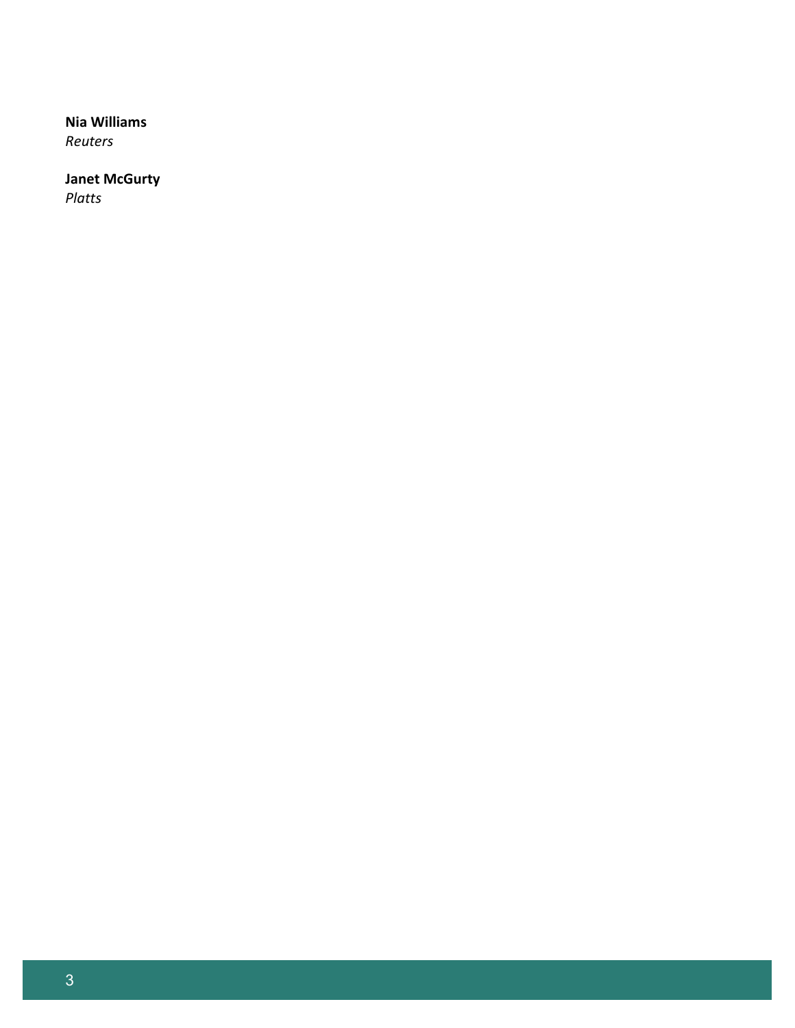**Nia Williams**
*Reuters*

**Janet McGurty**
*Platts*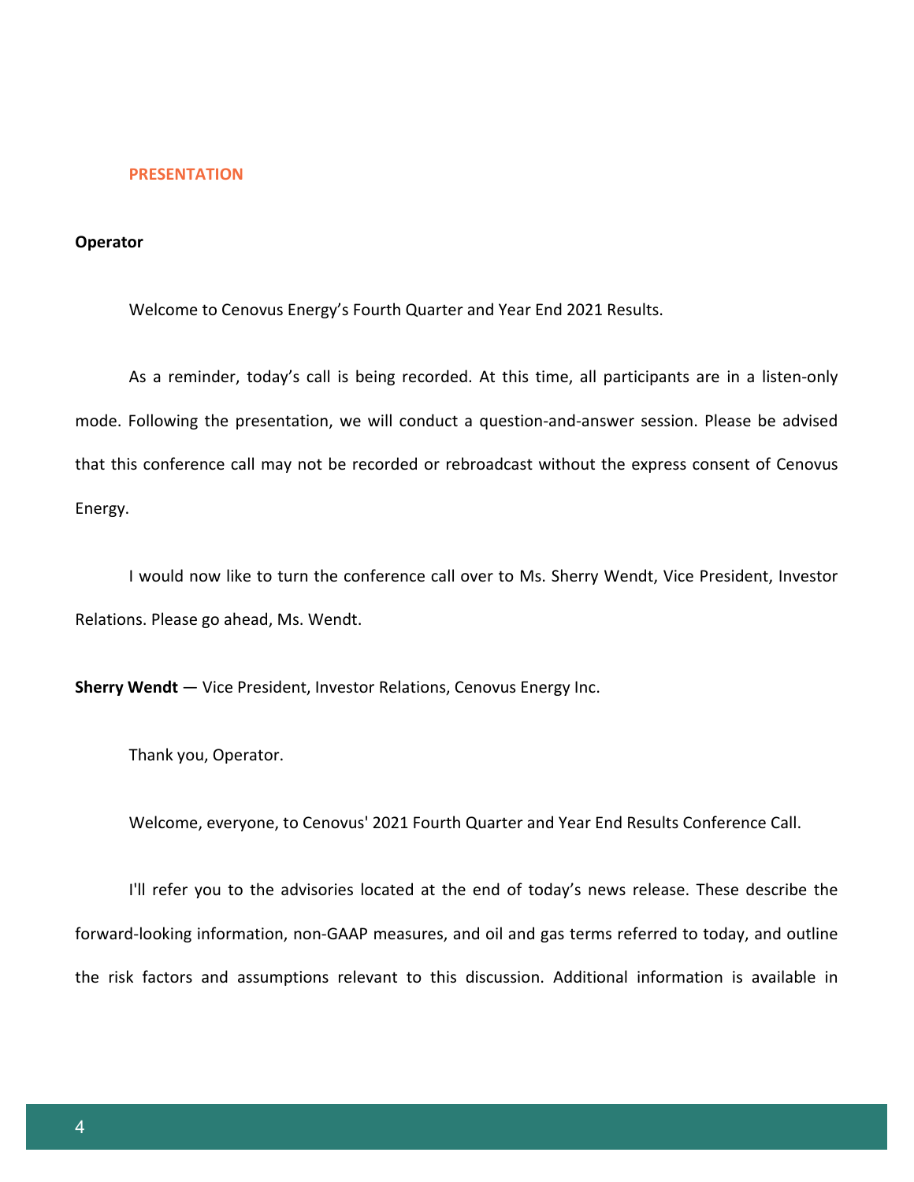## PRESENTATION

**Operator**

Welcome to Cenovus Energy's Fourth Quarter and Year End 2021 Results.

As a reminder, today's call is being recorded. At this time, all participants are in a listen-only mode. Following the presentation, we will conduct a question-and-answer session. Please be advised that this conference call may not be recorded or rebroadcast without the express consent of Cenovus Energy.

I would now like to turn the conference call over to Ms. Sherry Wendt, Vice President, Investor Relations. Please go ahead, Ms. Wendt.

**Sherry Wendt** — Vice President, Investor Relations, Cenovus Energy Inc.

Thank you, Operator.

Welcome, everyone, to Cenovus' 2021 Fourth Quarter and Year End Results Conference Call.

I'll refer you to the advisories located at the end of today's news release. These describe the forward-looking information, non-GAAP measures, and oil and gas terms referred to today, and outline the risk factors and assumptions relevant to this discussion. Additional information is available in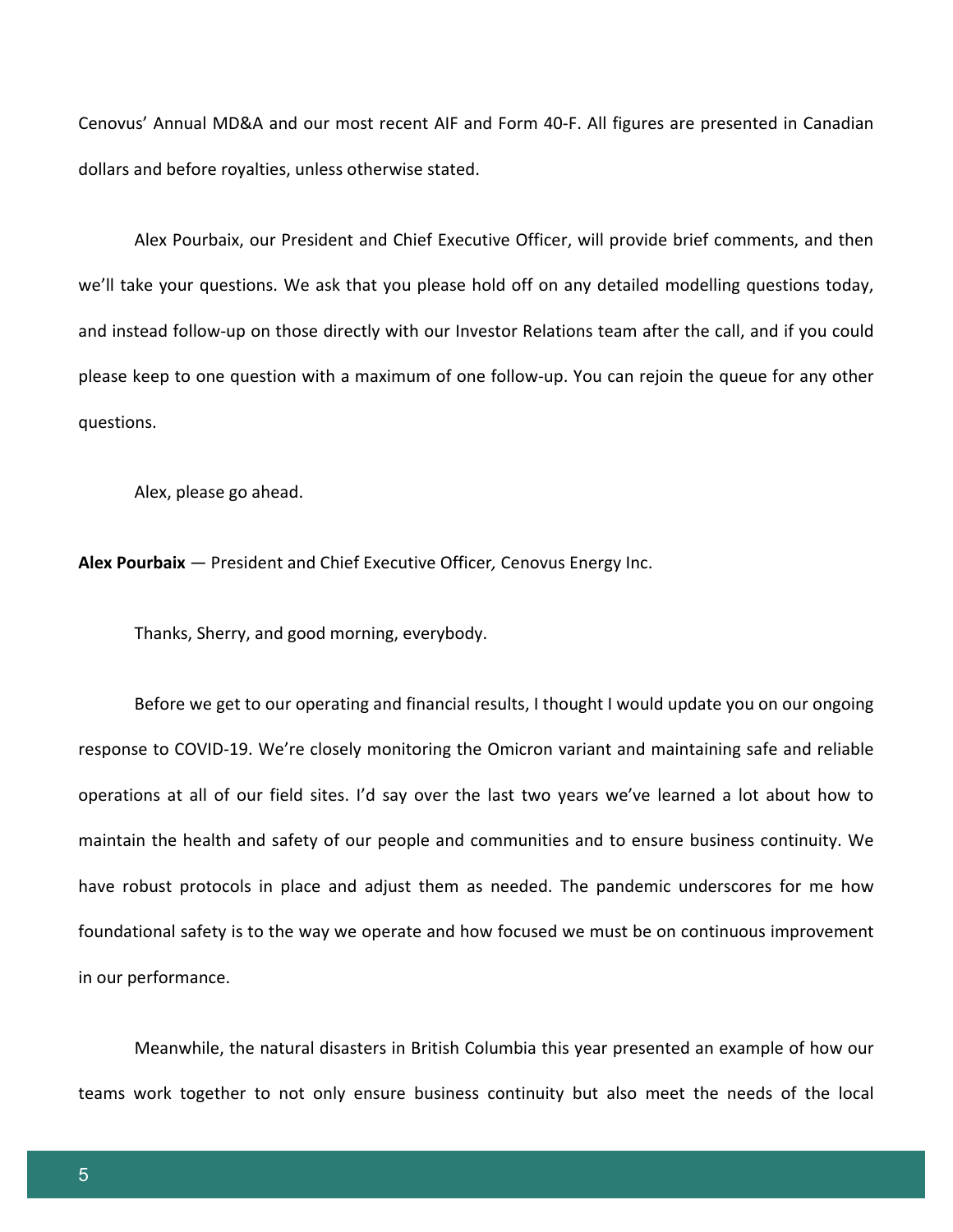Cenovus' Annual MD&A and our most recent AIF and Form 40-F. All figures are presented in Canadian dollars and before royalties, unless otherwise stated.

Alex Pourbaix, our President and Chief Executive Officer, will provide brief comments, and then we'll take your questions. We ask that you please hold off on any detailed modelling questions today, and instead follow-up on those directly with our Investor Relations team after the call, and if you could please keep to one question with a maximum of one follow-up. You can rejoin the queue for any other questions.

Alex, please go ahead.

**Alex Pourbaix** — President and Chief Executive Officer*,* Cenovus Energy Inc.

Thanks, Sherry, and good morning, everybody.

Before we get to our operating and financial results, I thought I would update you on our ongoing response to COVID-19. We're closely monitoring the Omicron variant and maintaining safe and reliable operations at all of our field sites. I'd say over the last two years we've learned a lot about how to maintain the health and safety of our people and communities and to ensure business continuity. We have robust protocols in place and adjust them as needed. The pandemic underscores for me how foundational safety is to the way we operate and how focused we must be on continuous improvement in our performance.

Meanwhile, the natural disasters in British Columbia this year presented an example of how our teams work together to not only ensure business continuity but also meet the needs of the local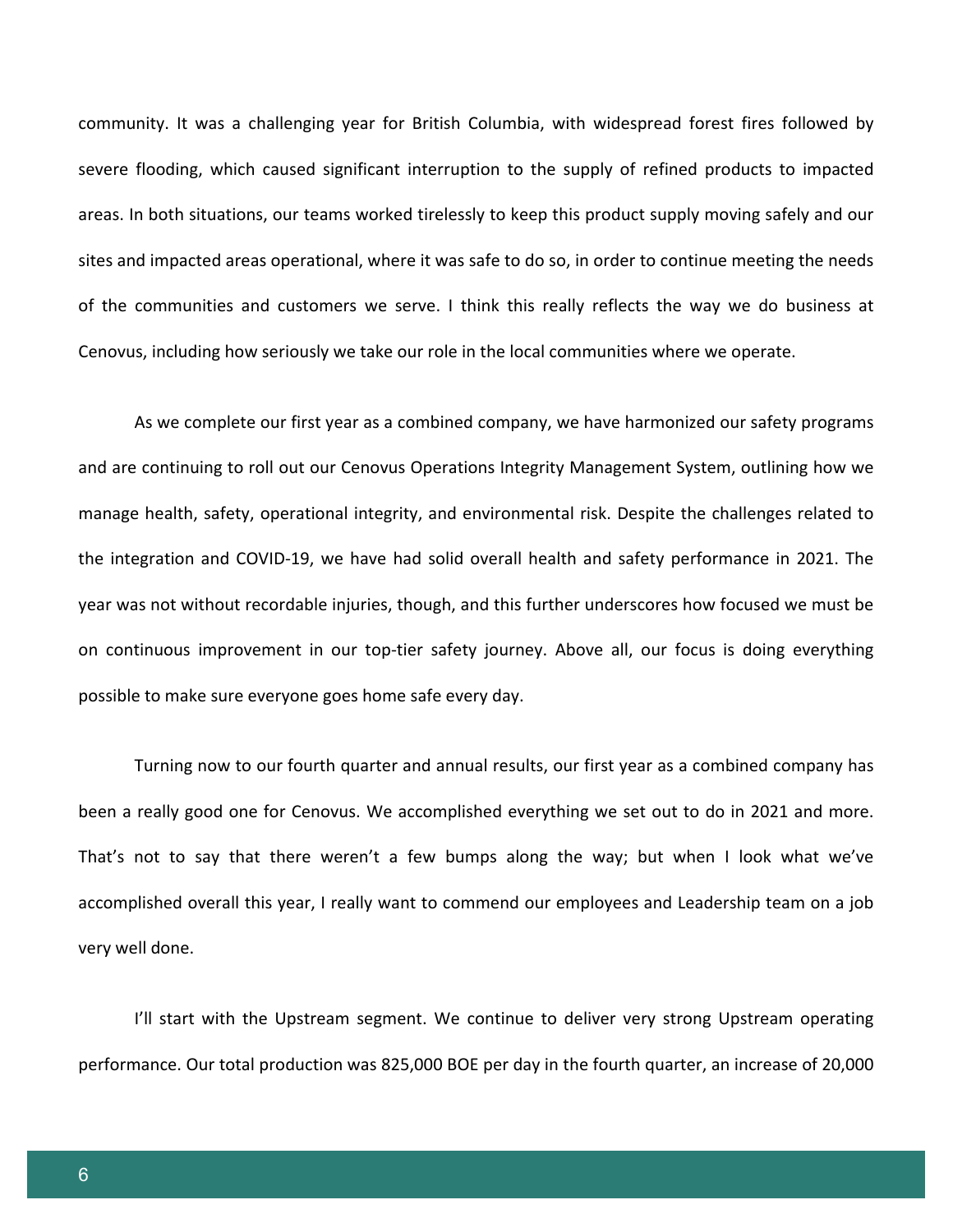community. It was a challenging year for British Columbia, with widespread forest fires followed by severe flooding, which caused significant interruption to the supply of refined products to impacted areas. In both situations, our teams worked tirelessly to keep this product supply moving safely and our sites and impacted areas operational, where it was safe to do so, in order to continue meeting the needs of the communities and customers we serve. I think this really reflects the way we do business at Cenovus, including how seriously we take our role in the local communities where we operate.

As we complete our first year as a combined company, we have harmonized our safety programs and are continuing to roll out our Cenovus Operations Integrity Management System, outlining how we manage health, safety, operational integrity, and environmental risk. Despite the challenges related to the integration and COVID-19, we have had solid overall health and safety performance in 2021. The year was not without recordable injuries, though, and this further underscores how focused we must be on continuous improvement in our top-tier safety journey. Above all, our focus is doing everything possible to make sure everyone goes home safe every day.

Turning now to our fourth quarter and annual results, our first year as a combined company has been a really good one for Cenovus. We accomplished everything we set out to do in 2021 and more. That's not to say that there weren't a few bumps along the way; but when I look what we've accomplished overall this year, I really want to commend our employees and Leadership team on a job very well done.

I'll start with the Upstream segment. We continue to deliver very strong Upstream operating performance. Our total production was 825,000 BOE per day in the fourth quarter, an increase of 20,000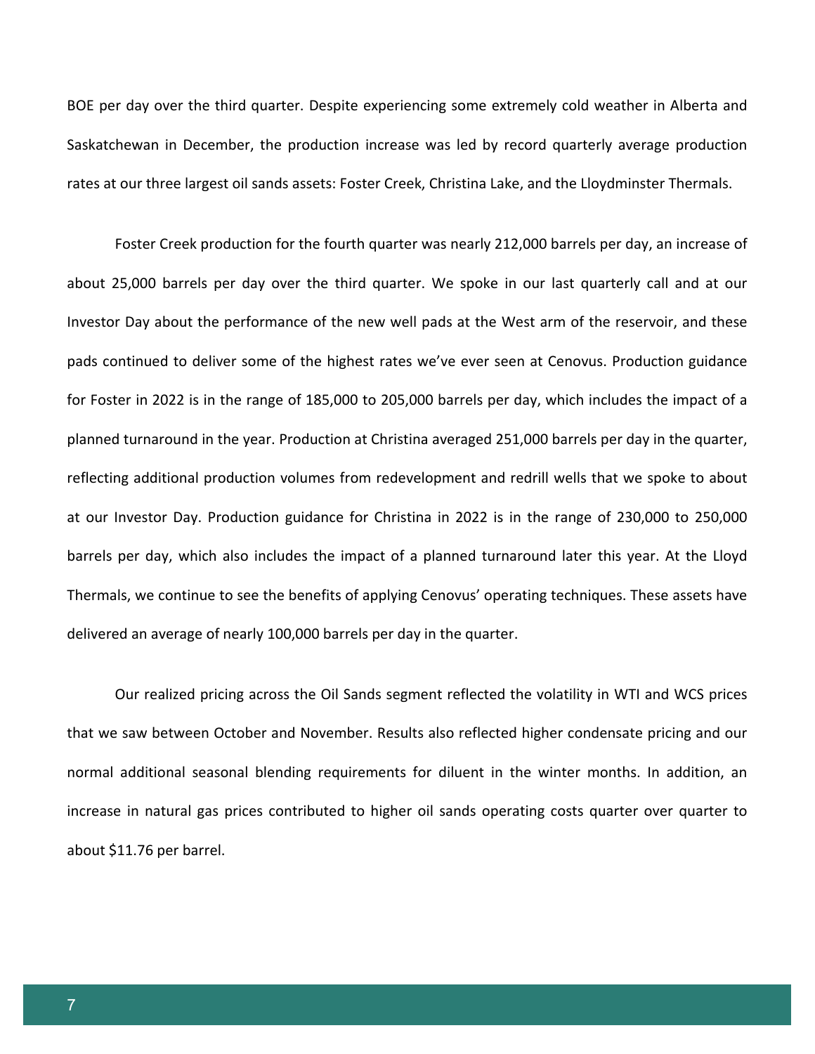BOE per day over the third quarter. Despite experiencing some extremely cold weather in Alberta and Saskatchewan in December, the production increase was led by record quarterly average production rates at our three largest oil sands assets: Foster Creek, Christina Lake, and the Lloydminster Thermals.

Foster Creek production for the fourth quarter was nearly 212,000 barrels per day, an increase of about 25,000 barrels per day over the third quarter. We spoke in our last quarterly call and at our Investor Day about the performance of the new well pads at the West arm of the reservoir, and these pads continued to deliver some of the highest rates we've ever seen at Cenovus. Production guidance for Foster in 2022 is in the range of 185,000 to 205,000 barrels per day, which includes the impact of a planned turnaround in the year. Production at Christina averaged 251,000 barrels per day in the quarter, reflecting additional production volumes from redevelopment and redrill wells that we spoke to about at our Investor Day. Production guidance for Christina in 2022 is in the range of 230,000 to 250,000 barrels per day, which also includes the impact of a planned turnaround later this year. At the Lloyd Thermals, we continue to see the benefits of applying Cenovus' operating techniques. These assets have delivered an average of nearly 100,000 barrels per day in the quarter.

Our realized pricing across the Oil Sands segment reflected the volatility in WTI and WCS prices that we saw between October and November. Results also reflected higher condensate pricing and our normal additional seasonal blending requirements for diluent in the winter months. In addition, an increase in natural gas prices contributed to higher oil sands operating costs quarter over quarter to about $11.76 per barrel.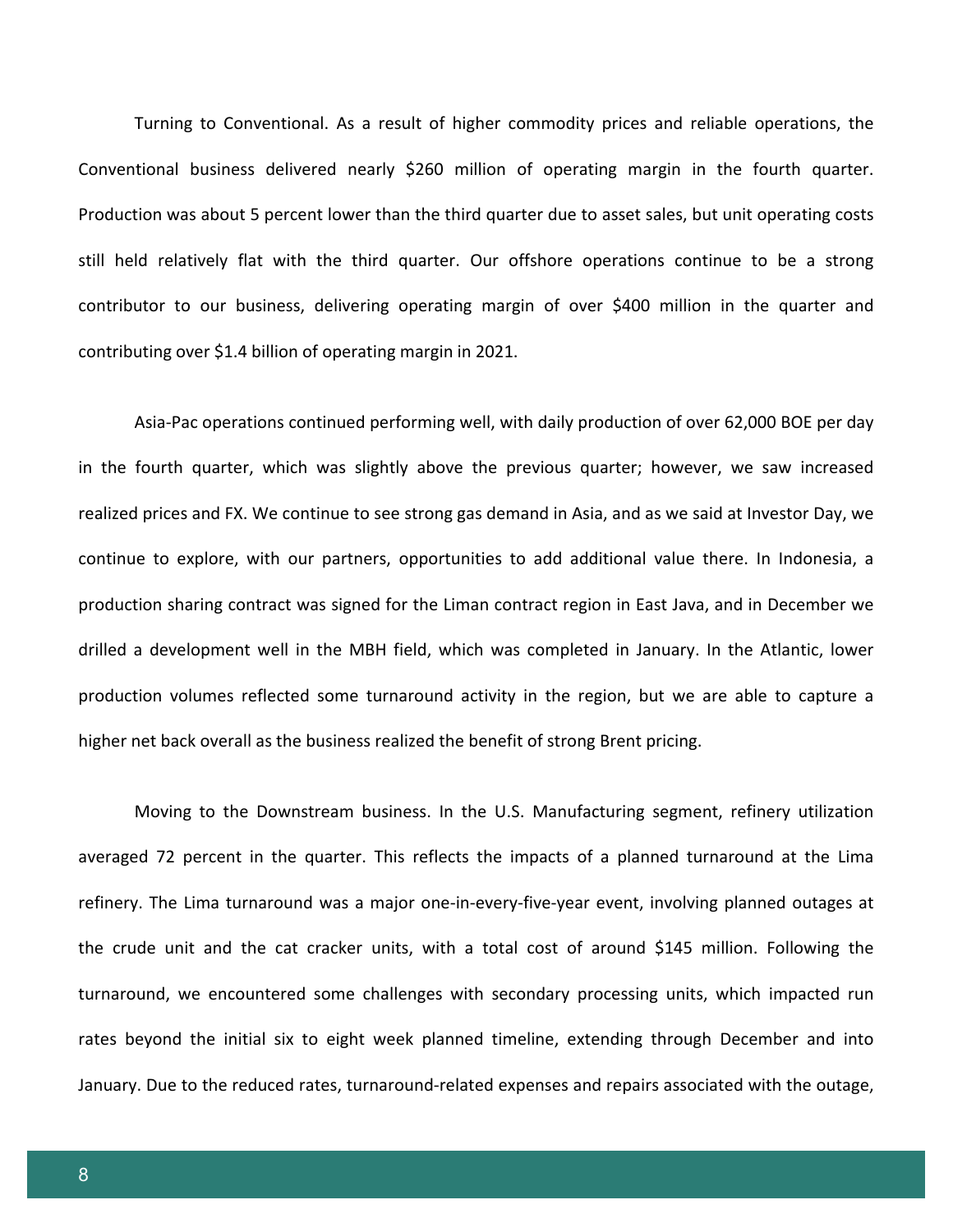Turning to Conventional. As a result of higher commodity prices and reliable operations, the Conventional business delivered nearly $260 million of operating margin in the fourth quarter. Production was about 5 percent lower than the third quarter due to asset sales, but unit operating costs still held relatively flat with the third quarter. Our offshore operations continue to be a strong contributor to our business, delivering operating margin of over $400 million in the quarter and contributing over $1.4 billion of operating margin in 2021.

Asia-Pac operations continued performing well, with daily production of over 62,000 BOE per day in the fourth quarter, which was slightly above the previous quarter; however, we saw increased realized prices and FX. We continue to see strong gas demand in Asia, and as we said at Investor Day, we continue to explore, with our partners, opportunities to add additional value there. In Indonesia, a production sharing contract was signed for the Liman contract region in East Java, and in December we drilled a development well in the MBH field, which was completed in January. In the Atlantic, lower production volumes reflected some turnaround activity in the region, but we are able to capture a higher net back overall as the business realized the benefit of strong Brent pricing.

Moving to the Downstream business. In the U.S. Manufacturing segment, refinery utilization averaged 72 percent in the quarter. This reflects the impacts of a planned turnaround at the Lima refinery. The Lima turnaround was a major one-in-every-five-year event, involving planned outages at the crude unit and the cat cracker units, with a total cost of around $145 million. Following the turnaround, we encountered some challenges with secondary processing units, which impacted run rates beyond the initial six to eight week planned timeline, extending through December and into January. Due to the reduced rates, turnaround-related expenses and repairs associated with the outage,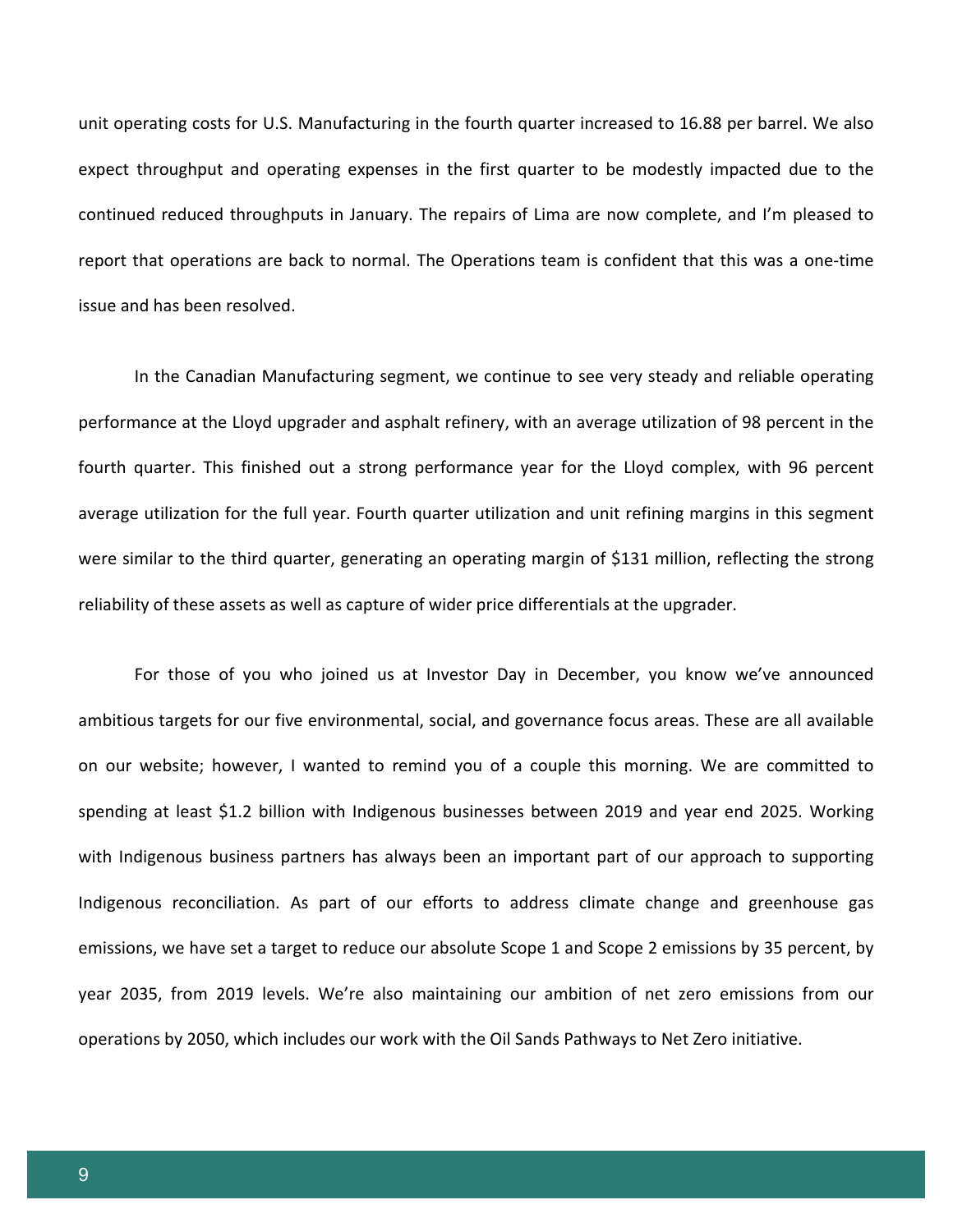unit operating costs for U.S. Manufacturing in the fourth quarter increased to 16.88 per barrel. We also expect throughput and operating expenses in the first quarter to be modestly impacted due to the continued reduced throughputs in January. The repairs of Lima are now complete, and I'm pleased to report that operations are back to normal. The Operations team is confident that this was a one-time issue and has been resolved.

In the Canadian Manufacturing segment, we continue to see very steady and reliable operating performance at the Lloyd upgrader and asphalt refinery, with an average utilization of 98 percent in the fourth quarter. This finished out a strong performance year for the Lloyd complex, with 96 percent average utilization for the full year. Fourth quarter utilization and unit refining margins in this segment were similar to the third quarter, generating an operating margin of $131 million, reflecting the strong reliability of these assets as well as capture of wider price differentials at the upgrader.

For those of you who joined us at Investor Day in December, you know we've announced ambitious targets for our five environmental, social, and governance focus areas. These are all available on our website; however, I wanted to remind you of a couple this morning. We are committed to spending at least $1.2 billion with Indigenous businesses between 2019 and year end 2025. Working with Indigenous business partners has always been an important part of our approach to supporting Indigenous reconciliation. As part of our efforts to address climate change and greenhouse gas emissions, we have set a target to reduce our absolute Scope 1 and Scope 2 emissions by 35 percent, by year 2035, from 2019 levels. We're also maintaining our ambition of net zero emissions from our operations by 2050, which includes our work with the Oil Sands Pathways to Net Zero initiative.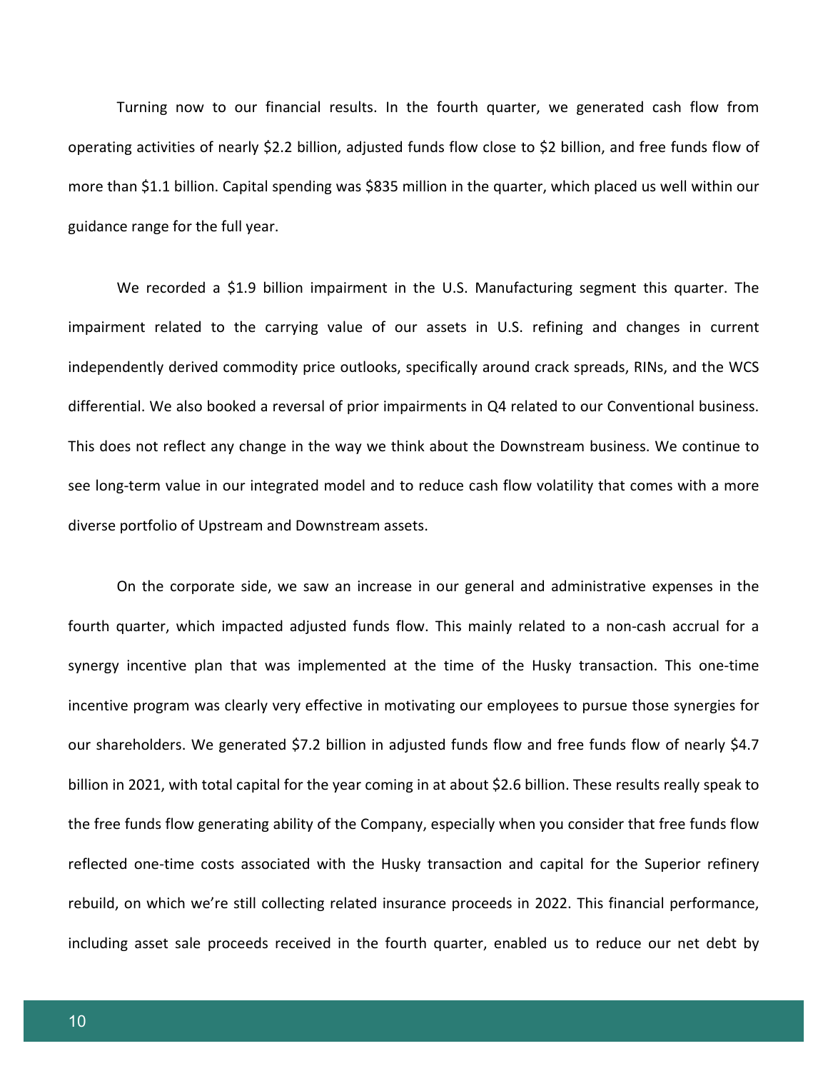Turning now to our financial results. In the fourth quarter, we generated cash flow from operating activities of nearly $2.2 billion, adjusted funds flow close to $2 billion, and free funds flow of more than $1.1 billion. Capital spending was $835 million in the quarter, which placed us well within our guidance range for the full year.

We recorded a $1.9 billion impairment in the U.S. Manufacturing segment this quarter. The impairment related to the carrying value of our assets in U.S. refining and changes in current independently derived commodity price outlooks, specifically around crack spreads, RINs, and the WCS differential. We also booked a reversal of prior impairments in Q4 related to our Conventional business. This does not reflect any change in the way we think about the Downstream business. We continue to see long-term value in our integrated model and to reduce cash flow volatility that comes with a more diverse portfolio of Upstream and Downstream assets.

On the corporate side, we saw an increase in our general and administrative expenses in the fourth quarter, which impacted adjusted funds flow. This mainly related to a non-cash accrual for a synergy incentive plan that was implemented at the time of the Husky transaction. This one-time incentive program was clearly very effective in motivating our employees to pursue those synergies for our shareholders. We generated $7.2 billion in adjusted funds flow and free funds flow of nearly $4.7 billion in 2021, with total capital for the year coming in at about $2.6 billion. These results really speak to the free funds flow generating ability of the Company, especially when you consider that free funds flow reflected one-time costs associated with the Husky transaction and capital for the Superior refinery rebuild, on which we're still collecting related insurance proceeds in 2022. This financial performance, including asset sale proceeds received in the fourth quarter, enabled us to reduce our net debt by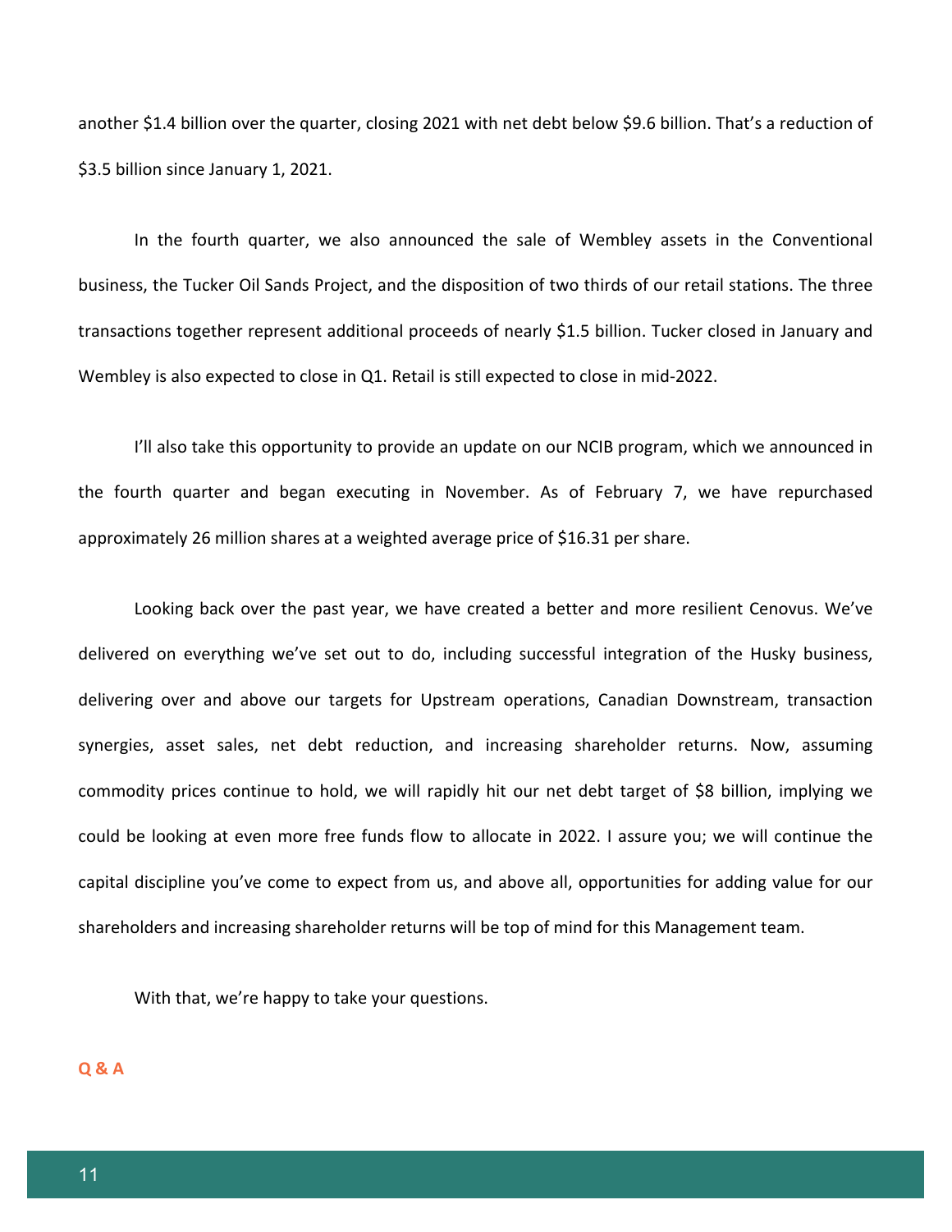another $1.4 billion over the quarter, closing 2021 with net debt below $9.6 billion. That's a reduction of $3.5 billion since January 1, 2021.

In the fourth quarter, we also announced the sale of Wembley assets in the Conventional business, the Tucker Oil Sands Project, and the disposition of two thirds of our retail stations. The three transactions together represent additional proceeds of nearly $1.5 billion. Tucker closed in January and Wembley is also expected to close in Q1. Retail is still expected to close in mid-2022.

I'll also take this opportunity to provide an update on our NCIB program, which we announced in the fourth quarter and began executing in November. As of February 7, we have repurchased approximately 26 million shares at a weighted average price of $16.31 per share.

Looking back over the past year, we have created a better and more resilient Cenovus. We've delivered on everything we've set out to do, including successful integration of the Husky business, delivering over and above our targets for Upstream operations, Canadian Downstream, transaction synergies, asset sales, net debt reduction, and increasing shareholder returns. Now, assuming commodity prices continue to hold, we will rapidly hit our net debt target of $8 billion, implying we could be looking at even more free funds flow to allocate in 2022. I assure you; we will continue the capital discipline you've come to expect from us, and above all, opportunities for adding value for our shareholders and increasing shareholder returns will be top of mind for this Management team.

With that, we're happy to take your questions.

## Q & A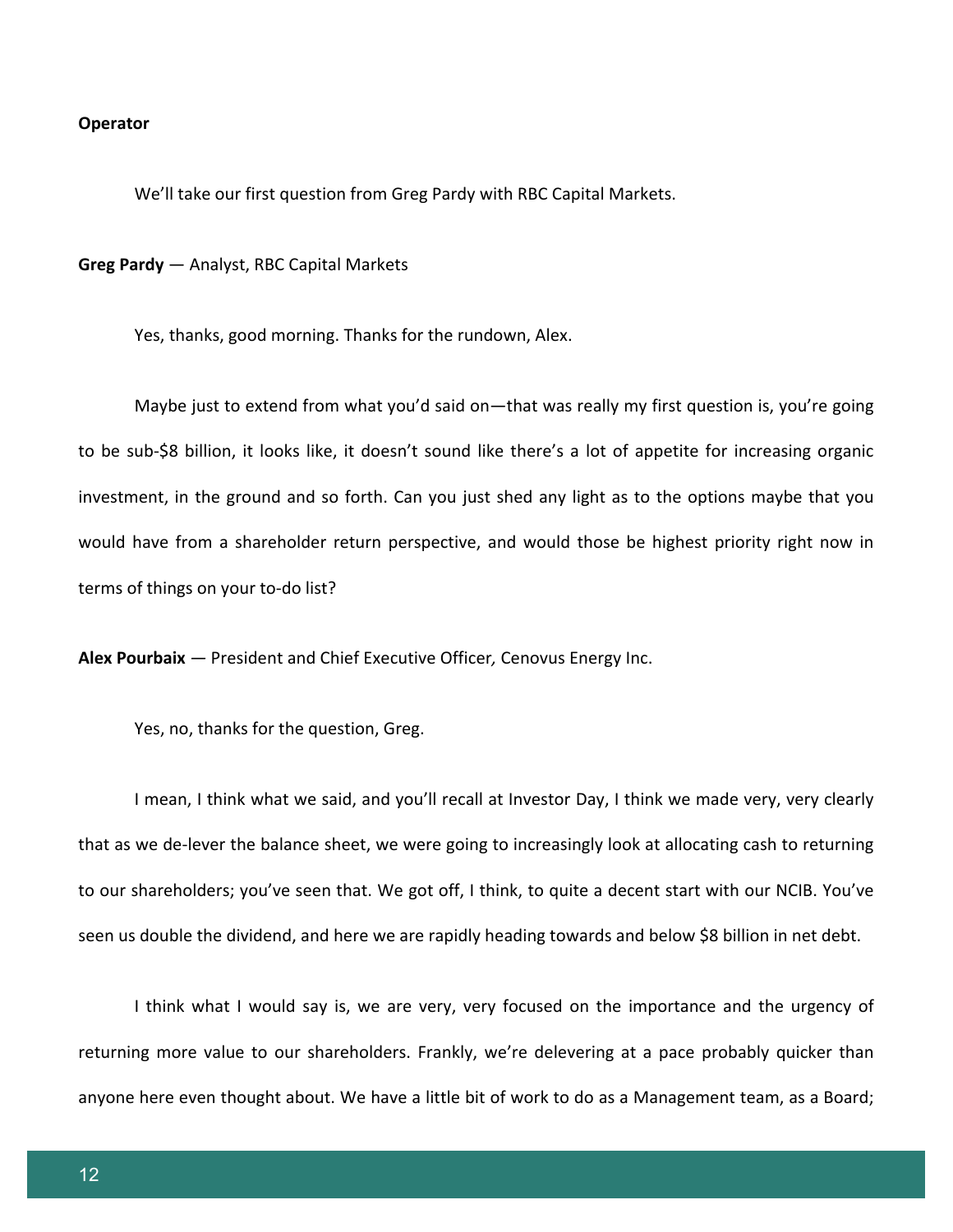**Operator**

We'll take our first question from Greg Pardy with RBC Capital Markets.

**Greg Pardy** — Analyst, RBC Capital Markets

Yes, thanks, good morning. Thanks for the rundown, Alex.

Maybe just to extend from what you'd said on—that was really my first question is, you're going to be sub-$8 billion, it looks like, it doesn't sound like there's a lot of appetite for increasing organic investment, in the ground and so forth. Can you just shed any light as to the options maybe that you would have from a shareholder return perspective, and would those be highest priority right now in terms of things on your to-do list?

**Alex Pourbaix** — President and Chief Executive Officer*,* Cenovus Energy Inc.

Yes, no, thanks for the question, Greg.

I mean, I think what we said, and you'll recall at Investor Day, I think we made very, very clearly that as we de-lever the balance sheet, we were going to increasingly look at allocating cash to returning to our shareholders; you've seen that. We got off, I think, to quite a decent start with our NCIB. You've seen us double the dividend, and here we are rapidly heading towards and below $8 billion in net debt.

I think what I would say is, we are very, very focused on the importance and the urgency of returning more value to our shareholders. Frankly, we're delevering at a pace probably quicker than anyone here even thought about. We have a little bit of work to do as a Management team, as a Board;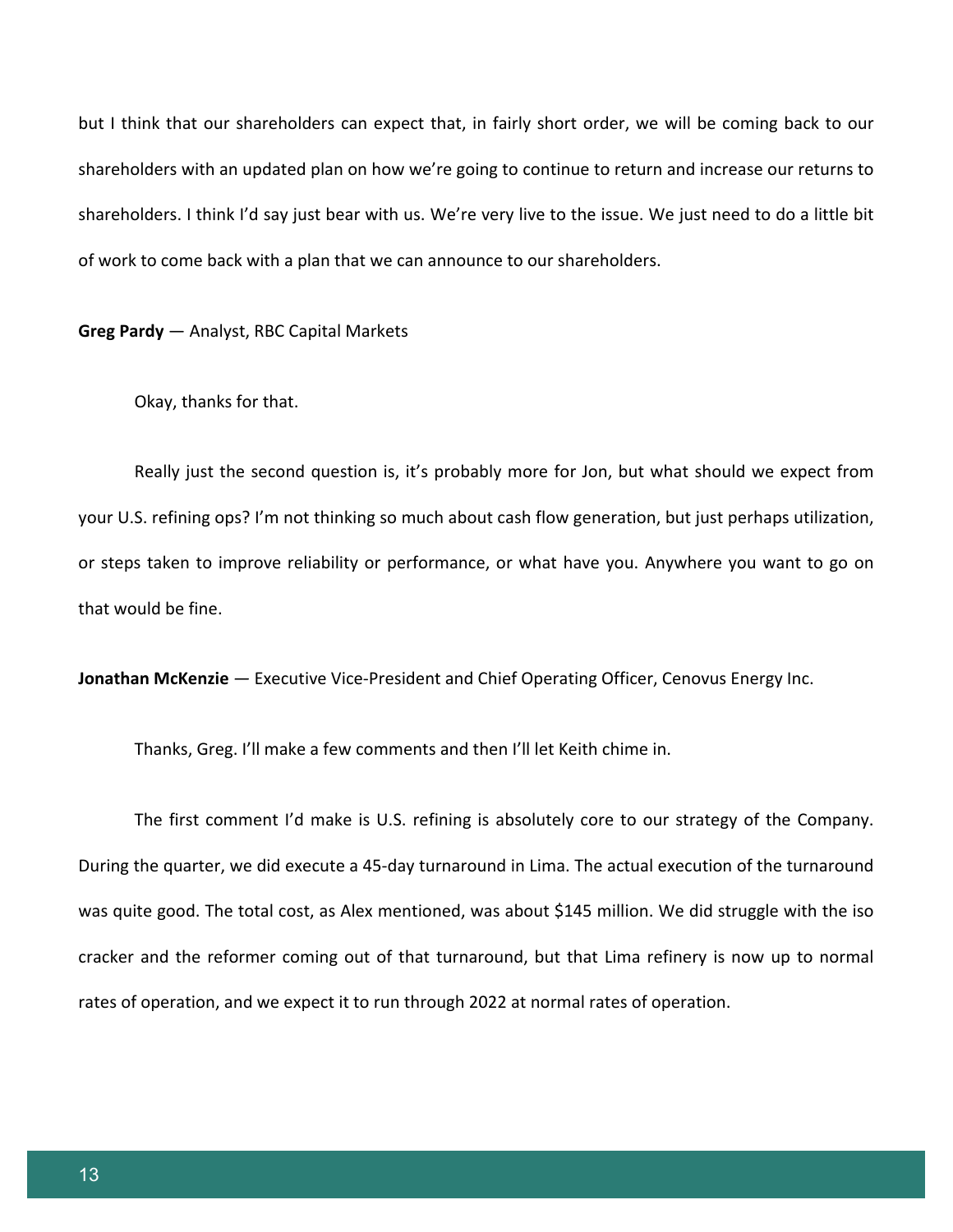but I think that our shareholders can expect that, in fairly short order, we will be coming back to our shareholders with an updated plan on how we're going to continue to return and increase our returns to shareholders. I think I'd say just bear with us. We're very live to the issue. We just need to do a little bit of work to come back with a plan that we can announce to our shareholders.

**Greg Pardy** — Analyst, RBC Capital Markets

Okay, thanks for that.

Really just the second question is, it's probably more for Jon, but what should we expect from your U.S. refining ops? I'm not thinking so much about cash flow generation, but just perhaps utilization, or steps taken to improve reliability or performance, or what have you. Anywhere you want to go on that would be fine.

**Jonathan McKenzie** — Executive Vice-President and Chief Operating Officer, Cenovus Energy Inc.

Thanks, Greg. I'll make a few comments and then I'll let Keith chime in.

The first comment I'd make is U.S. refining is absolutely core to our strategy of the Company. During the quarter, we did execute a 45-day turnaround in Lima. The actual execution of the turnaround was quite good. The total cost, as Alex mentioned, was about $145 million. We did struggle with the iso cracker and the reformer coming out of that turnaround, but that Lima refinery is now up to normal rates of operation, and we expect it to run through 2022 at normal rates of operation.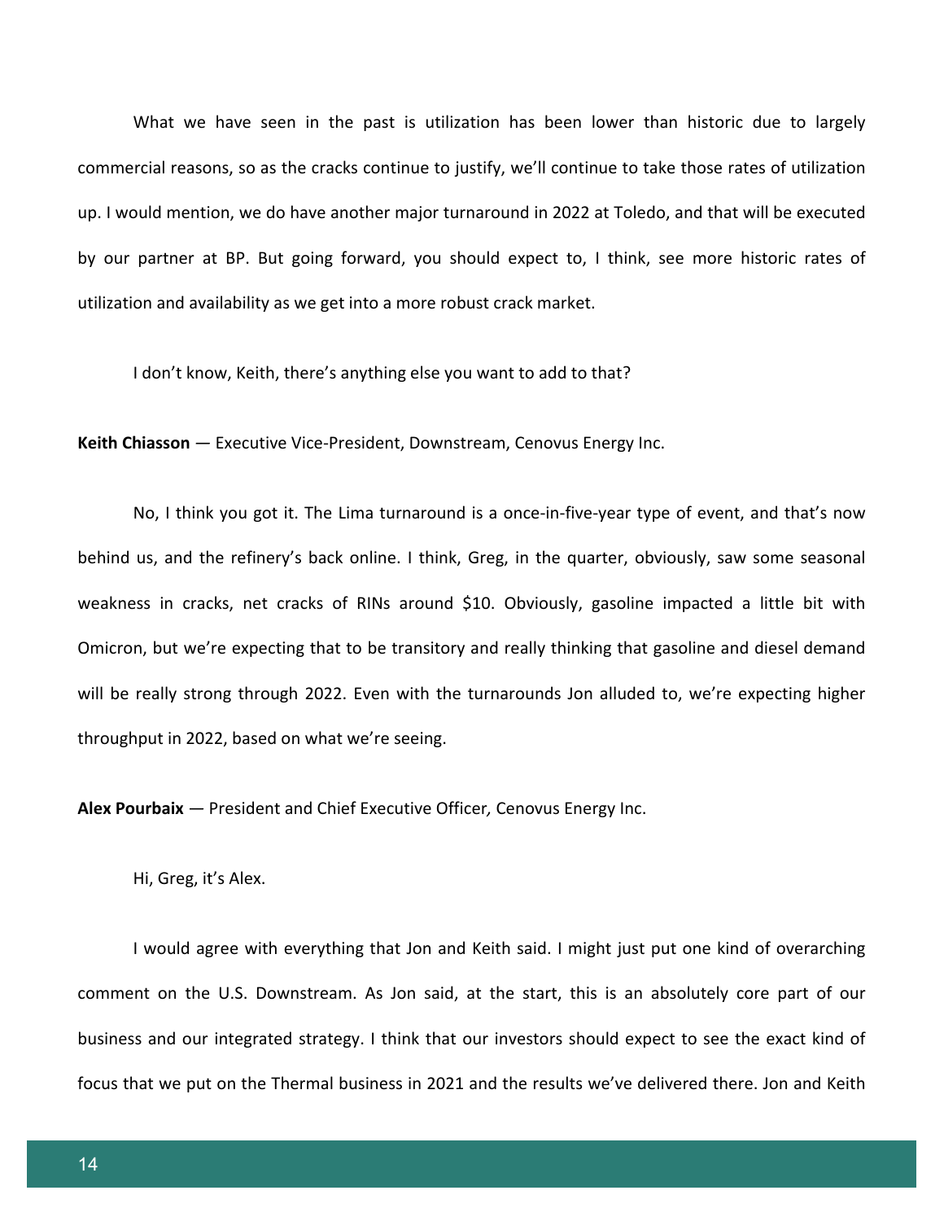What we have seen in the past is utilization has been lower than historic due to largely commercial reasons, so as the cracks continue to justify, we'll continue to take those rates of utilization up. I would mention, we do have another major turnaround in 2022 at Toledo, and that will be executed by our partner at BP. But going forward, you should expect to, I think, see more historic rates of utilization and availability as we get into a more robust crack market.

I don't know, Keith, there's anything else you want to add to that?

**Keith Chiasson** — Executive Vice-President, Downstream, Cenovus Energy Inc.

No, I think you got it. The Lima turnaround is a once-in-five-year type of event, and that's now behind us, and the refinery's back online. I think, Greg, in the quarter, obviously, saw some seasonal weakness in cracks, net cracks of RINs around $10. Obviously, gasoline impacted a little bit with Omicron, but we're expecting that to be transitory and really thinking that gasoline and diesel demand will be really strong through 2022. Even with the turnarounds Jon alluded to, we're expecting higher throughput in 2022, based on what we're seeing.

**Alex Pourbaix** — President and Chief Executive Officer*,* Cenovus Energy Inc.

Hi, Greg, it's Alex.

I would agree with everything that Jon and Keith said. I might just put one kind of overarching comment on the U.S. Downstream. As Jon said, at the start, this is an absolutely core part of our business and our integrated strategy. I think that our investors should expect to see the exact kind of focus that we put on the Thermal business in 2021 and the results we've delivered there. Jon and Keith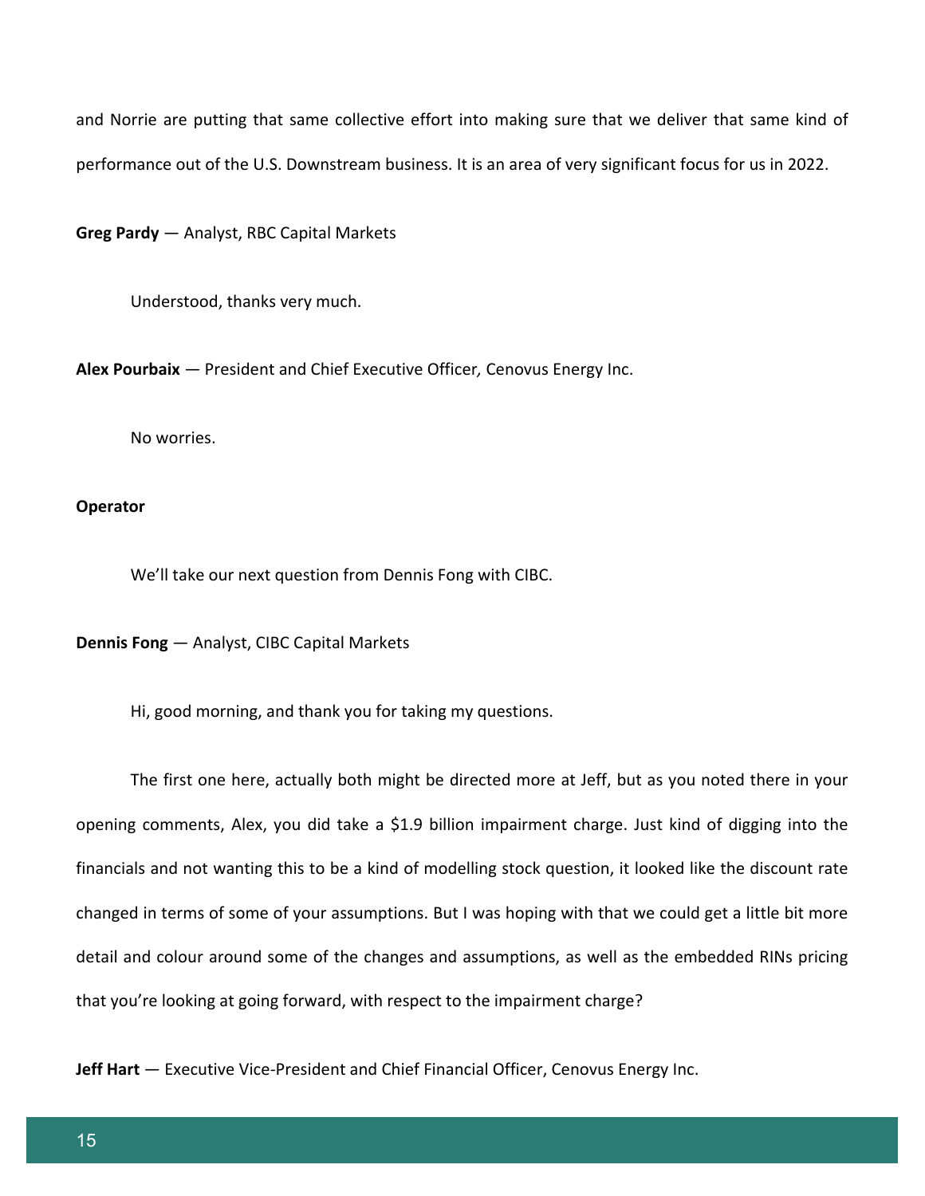and Norrie are putting that same collective effort into making sure that we deliver that same kind of performance out of the U.S. Downstream business. It is an area of very significant focus for us in 2022.

**Greg Pardy** — Analyst, RBC Capital Markets

Understood, thanks very much.

**Alex Pourbaix** — President and Chief Executive Officer*,* Cenovus Energy Inc.

No worries.

**Operator**

We'll take our next question from Dennis Fong with CIBC.

**Dennis Fong** — Analyst, CIBC Capital Markets

Hi, good morning, and thank you for taking my questions.

The first one here, actually both might be directed more at Jeff, but as you noted there in your opening comments, Alex, you did take a $1.9 billion impairment charge. Just kind of digging into the financials and not wanting this to be a kind of modelling stock question, it looked like the discount rate changed in terms of some of your assumptions. But I was hoping with that we could get a little bit more detail and colour around some of the changes and assumptions, as well as the embedded RINs pricing that you're looking at going forward, with respect to the impairment charge?

**Jeff Hart** — Executive Vice-President and Chief Financial Officer, Cenovus Energy Inc.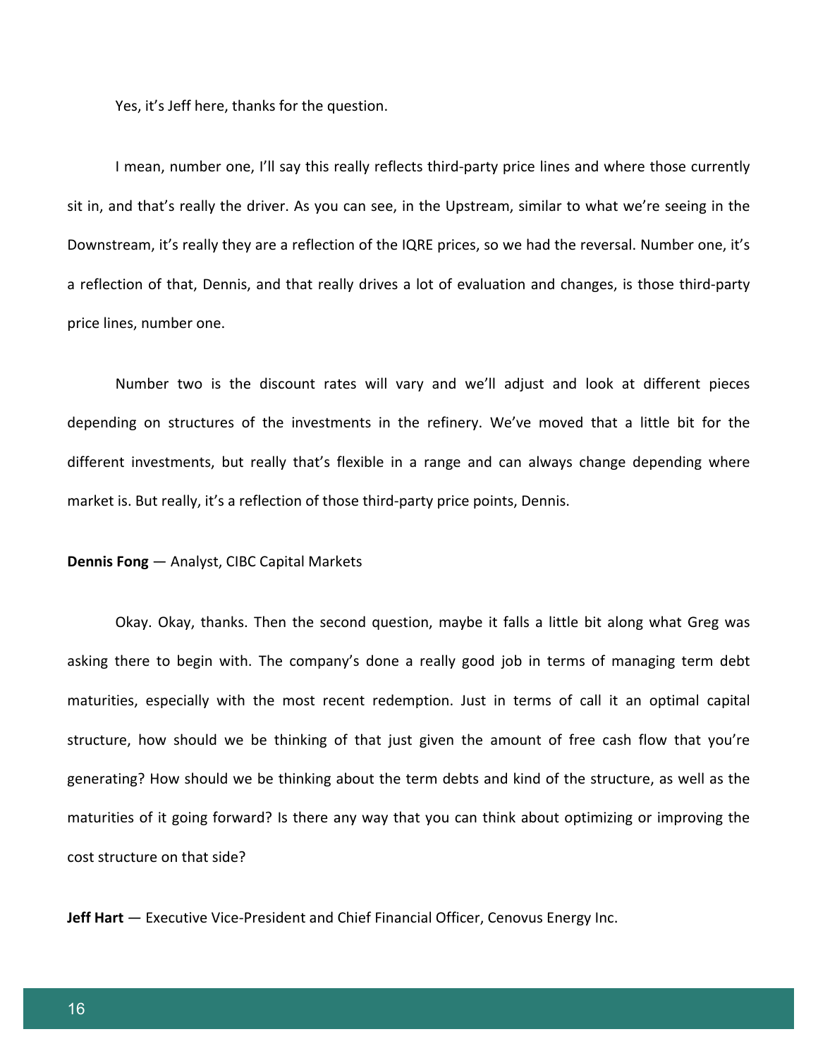Yes, it's Jeff here, thanks for the question.

I mean, number one, I'll say this really reflects third-party price lines and where those currently sit in, and that's really the driver. As you can see, in the Upstream, similar to what we're seeing in the Downstream, it's really they are a reflection of the IQRE prices, so we had the reversal. Number one, it's a reflection of that, Dennis, and that really drives a lot of evaluation and changes, is those third-party price lines, number one.

Number two is the discount rates will vary and we'll adjust and look at different pieces depending on structures of the investments in the refinery. We've moved that a little bit for the different investments, but really that's flexible in a range and can always change depending where market is. But really, it's a reflection of those third-party price points, Dennis.

**Dennis Fong** — Analyst, CIBC Capital Markets

Okay. Okay, thanks. Then the second question, maybe it falls a little bit along what Greg was asking there to begin with. The company's done a really good job in terms of managing term debt maturities, especially with the most recent redemption. Just in terms of call it an optimal capital structure, how should we be thinking of that just given the amount of free cash flow that you're generating? How should we be thinking about the term debts and kind of the structure, as well as the maturities of it going forward? Is there any way that you can think about optimizing or improving the cost structure on that side?

**Jeff Hart** — Executive Vice-President and Chief Financial Officer, Cenovus Energy Inc.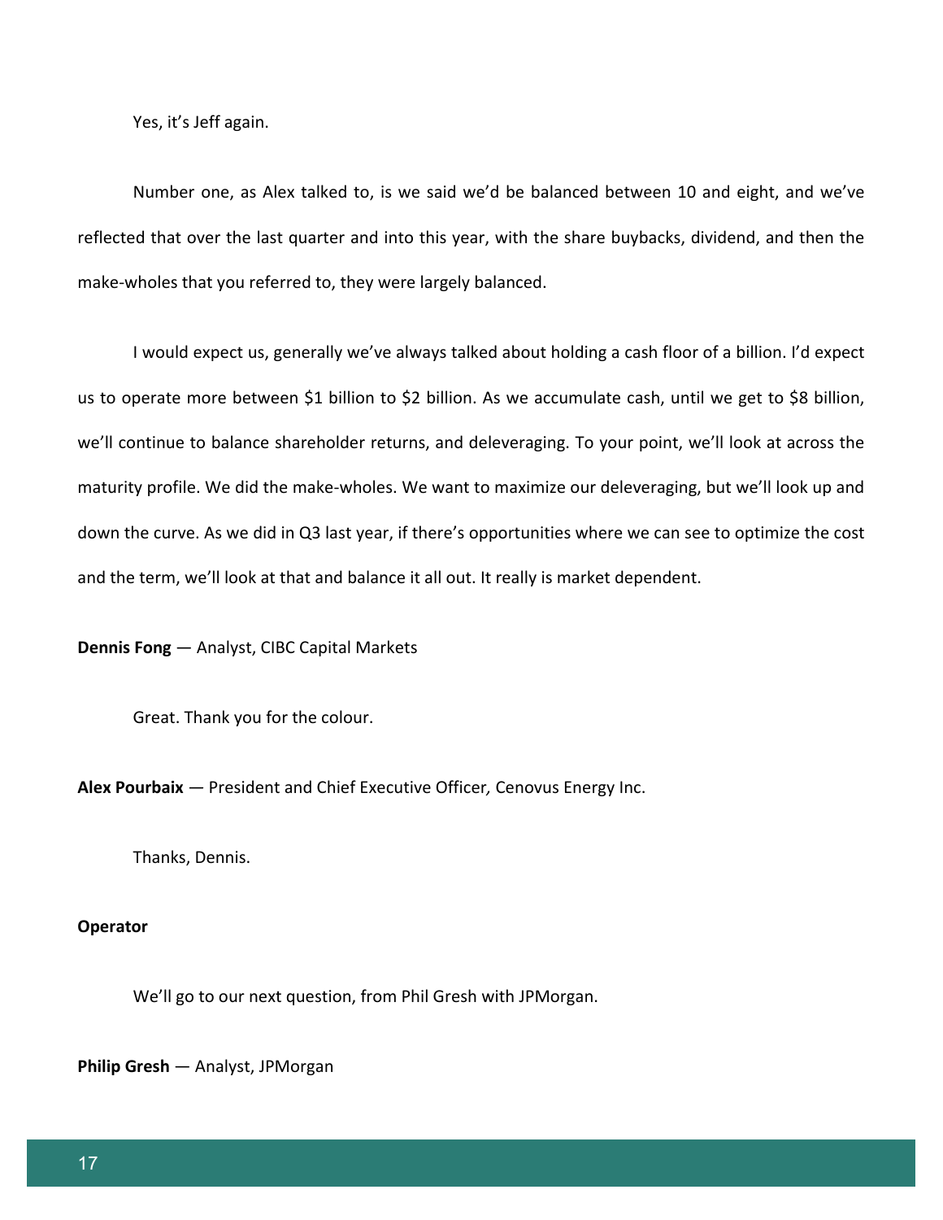Yes, it's Jeff again.

Number one, as Alex talked to, is we said we'd be balanced between 10 and eight, and we've reflected that over the last quarter and into this year, with the share buybacks, dividend, and then the make-wholes that you referred to, they were largely balanced.

I would expect us, generally we've always talked about holding a cash floor of a billion. I'd expect us to operate more between $1 billion to $2 billion. As we accumulate cash, until we get to $8 billion, we'll continue to balance shareholder returns, and deleveraging. To your point, we'll look at across the maturity profile. We did the make-wholes. We want to maximize our deleveraging, but we'll look up and down the curve. As we did in Q3 last year, if there's opportunities where we can see to optimize the cost and the term, we'll look at that and balance it all out. It really is market dependent.

**Dennis Fong** — Analyst, CIBC Capital Markets

Great. Thank you for the colour.

**Alex Pourbaix** — President and Chief Executive Officer*,* Cenovus Energy Inc.

Thanks, Dennis.

**Operator**

We'll go to our next question, from Phil Gresh with JPMorgan.

**Philip Gresh** — Analyst, JPMorgan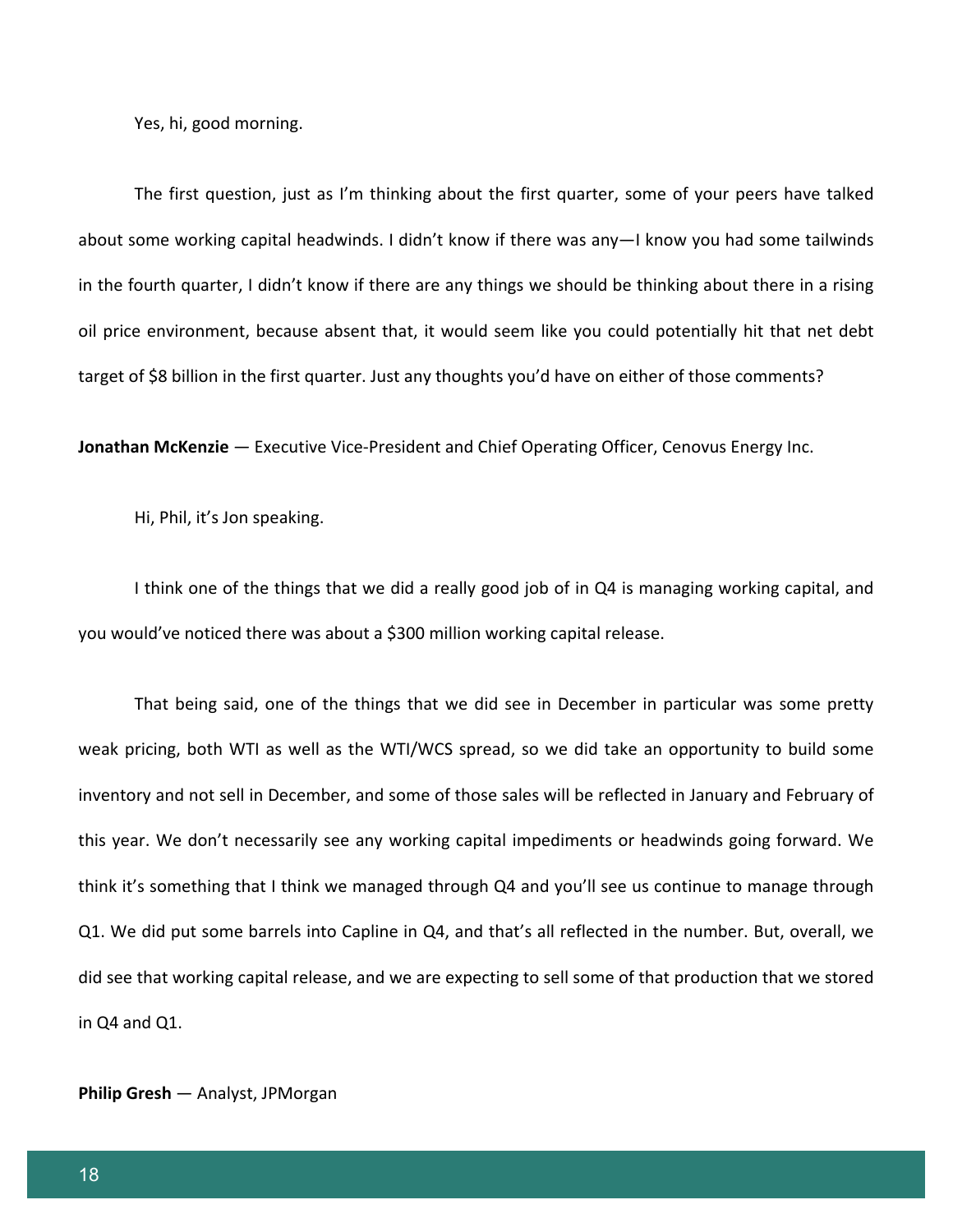Yes, hi, good morning.

The first question, just as I'm thinking about the first quarter, some of your peers have talked about some working capital headwinds. I didn't know if there was any—I know you had some tailwinds in the fourth quarter, I didn't know if there are any things we should be thinking about there in a rising oil price environment, because absent that, it would seem like you could potentially hit that net debt target of $8 billion in the first quarter. Just any thoughts you'd have on either of those comments?

**Jonathan McKenzie** — Executive Vice-President and Chief Operating Officer, Cenovus Energy Inc.

Hi, Phil, it's Jon speaking.

I think one of the things that we did a really good job of in Q4 is managing working capital, and you would've noticed there was about a $300 million working capital release.

That being said, one of the things that we did see in December in particular was some pretty weak pricing, both WTI as well as the WTI/WCS spread, so we did take an opportunity to build some inventory and not sell in December, and some of those sales will be reflected in January and February of this year. We don't necessarily see any working capital impediments or headwinds going forward. We think it's something that I think we managed through Q4 and you'll see us continue to manage through Q1. We did put some barrels into Capline in Q4, and that's all reflected in the number. But, overall, we did see that working capital release, and we are expecting to sell some of that production that we stored in Q4 and Q1.

**Philip Gresh** — Analyst, JPMorgan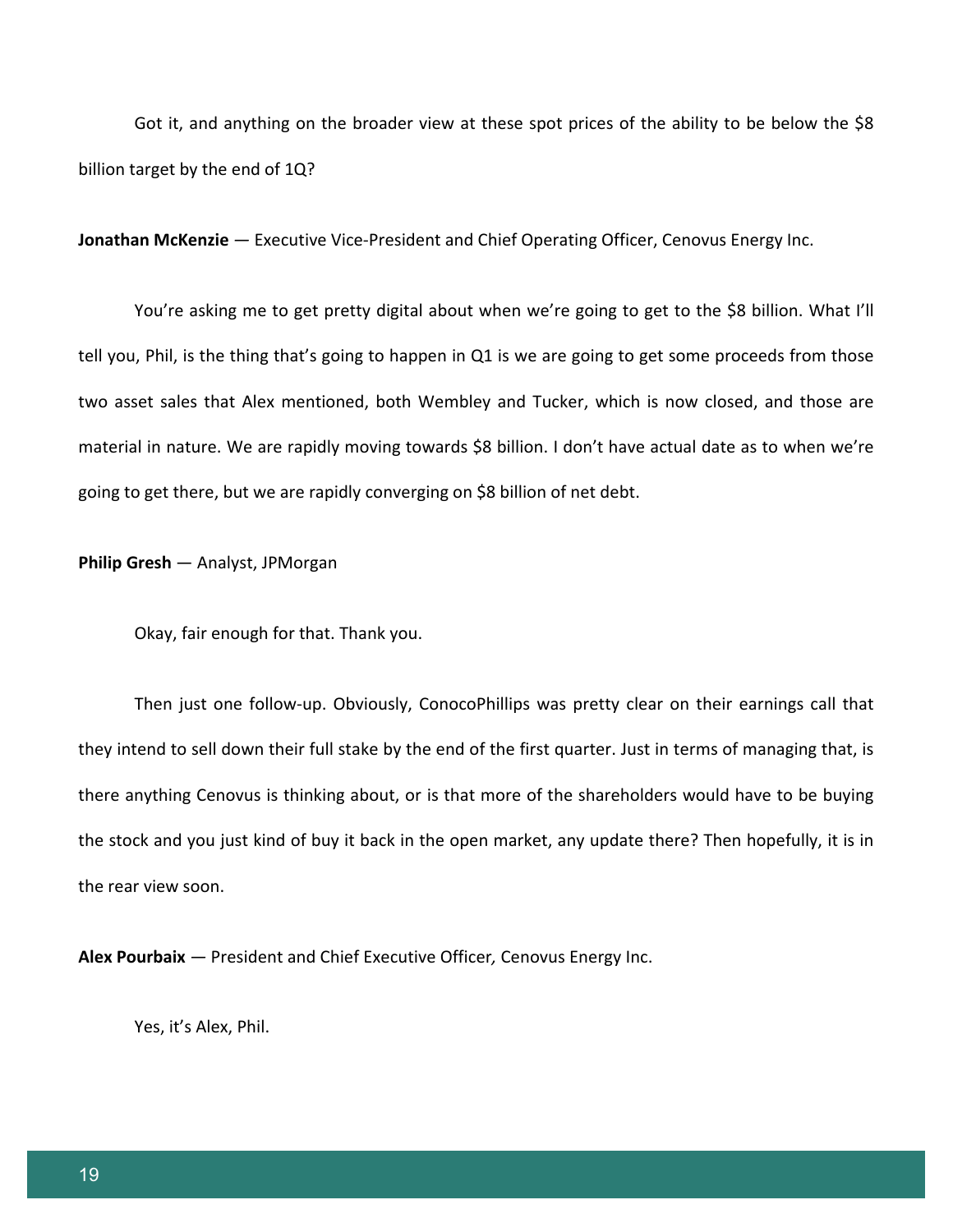Got it, and anything on the broader view at these spot prices of the ability to be below the $8 billion target by the end of 1Q?

**Jonathan McKenzie** — Executive Vice-President and Chief Operating Officer, Cenovus Energy Inc.

You're asking me to get pretty digital about when we're going to get to the $8 billion. What I'll tell you, Phil, is the thing that's going to happen in Q1 is we are going to get some proceeds from those two asset sales that Alex mentioned, both Wembley and Tucker, which is now closed, and those are material in nature. We are rapidly moving towards $8 billion. I don't have actual date as to when we're going to get there, but we are rapidly converging on $8 billion of net debt.

**Philip Gresh** — Analyst, JPMorgan

Okay, fair enough for that. Thank you.

Then just one follow-up. Obviously, ConocoPhillips was pretty clear on their earnings call that they intend to sell down their full stake by the end of the first quarter. Just in terms of managing that, is there anything Cenovus is thinking about, or is that more of the shareholders would have to be buying the stock and you just kind of buy it back in the open market, any update there? Then hopefully, it is in the rear view soon.

**Alex Pourbaix** — President and Chief Executive Officer*,* Cenovus Energy Inc.

Yes, it's Alex, Phil.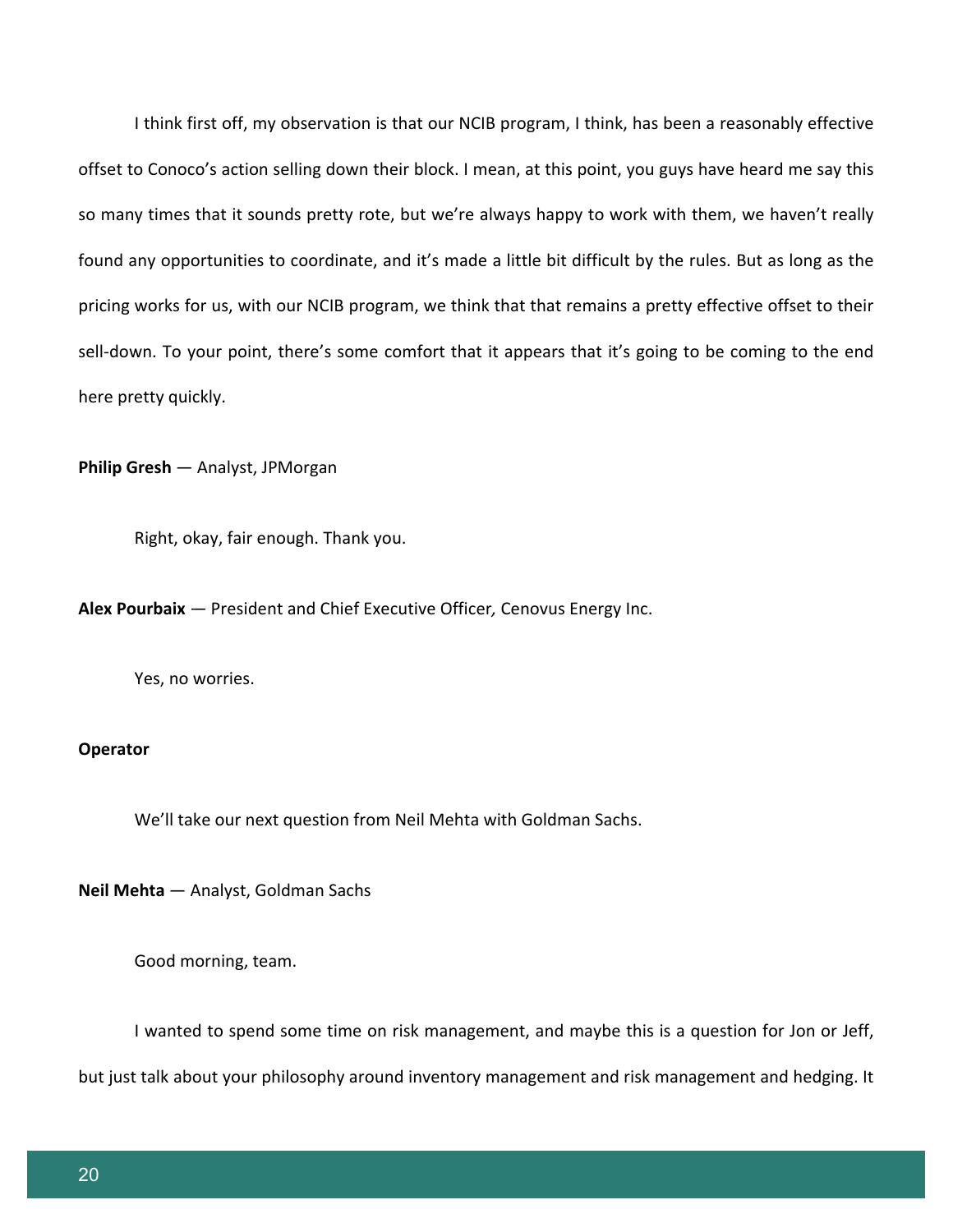I think first off, my observation is that our NCIB program, I think, has been a reasonably effective offset to Conoco's action selling down their block. I mean, at this point, you guys have heard me say this so many times that it sounds pretty rote, but we're always happy to work with them, we haven't really found any opportunities to coordinate, and it's made a little bit difficult by the rules. But as long as the pricing works for us, with our NCIB program, we think that that remains a pretty effective offset to their sell-down. To your point, there's some comfort that it appears that it's going to be coming to the end here pretty quickly.

**Philip Gresh** — Analyst, JPMorgan

Right, okay, fair enough. Thank you.

**Alex Pourbaix** — President and Chief Executive Officer*,* Cenovus Energy Inc.

Yes, no worries.

**Operator**

We'll take our next question from Neil Mehta with Goldman Sachs.

**Neil Mehta** — Analyst, Goldman Sachs

Good morning, team.

I wanted to spend some time on risk management, and maybe this is a question for Jon or Jeff, but just talk about your philosophy around inventory management and risk management and hedging. It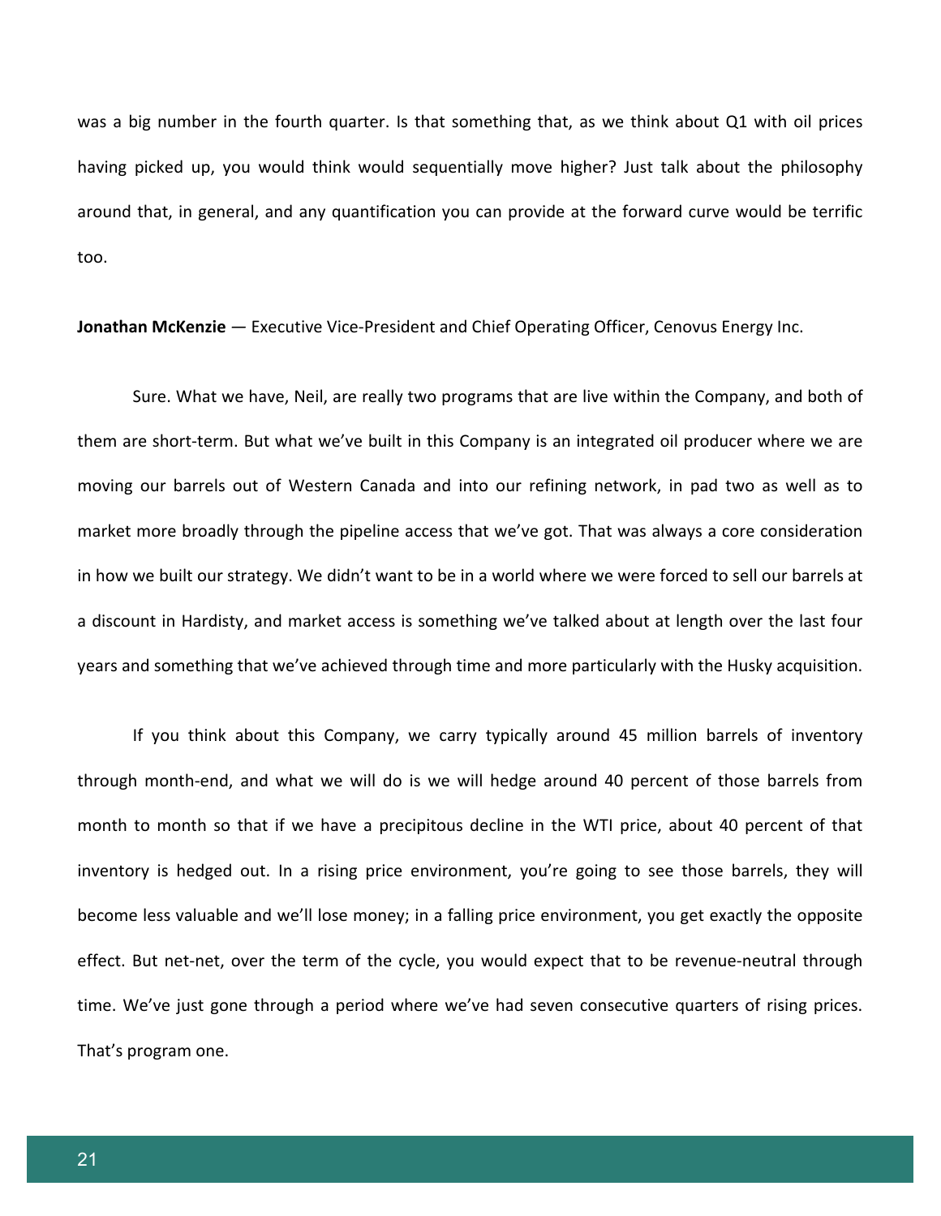was a big number in the fourth quarter. Is that something that, as we think about Q1 with oil prices having picked up, you would think would sequentially move higher? Just talk about the philosophy around that, in general, and any quantification you can provide at the forward curve would be terrific too.

**Jonathan McKenzie** — Executive Vice-President and Chief Operating Officer, Cenovus Energy Inc.

Sure. What we have, Neil, are really two programs that are live within the Company, and both of them are short-term. But what we've built in this Company is an integrated oil producer where we are moving our barrels out of Western Canada and into our refining network, in pad two as well as to market more broadly through the pipeline access that we've got. That was always a core consideration in how we built our strategy. We didn't want to be in a world where we were forced to sell our barrels at a discount in Hardisty, and market access is something we've talked about at length over the last four years and something that we've achieved through time and more particularly with the Husky acquisition.

If you think about this Company, we carry typically around 45 million barrels of inventory through month-end, and what we will do is we will hedge around 40 percent of those barrels from month to month so that if we have a precipitous decline in the WTI price, about 40 percent of that inventory is hedged out. In a rising price environment, you're going to see those barrels, they will become less valuable and we'll lose money; in a falling price environment, you get exactly the opposite effect. But net-net, over the term of the cycle, you would expect that to be revenue-neutral through time. We've just gone through a period where we've had seven consecutive quarters of rising prices. That's program one.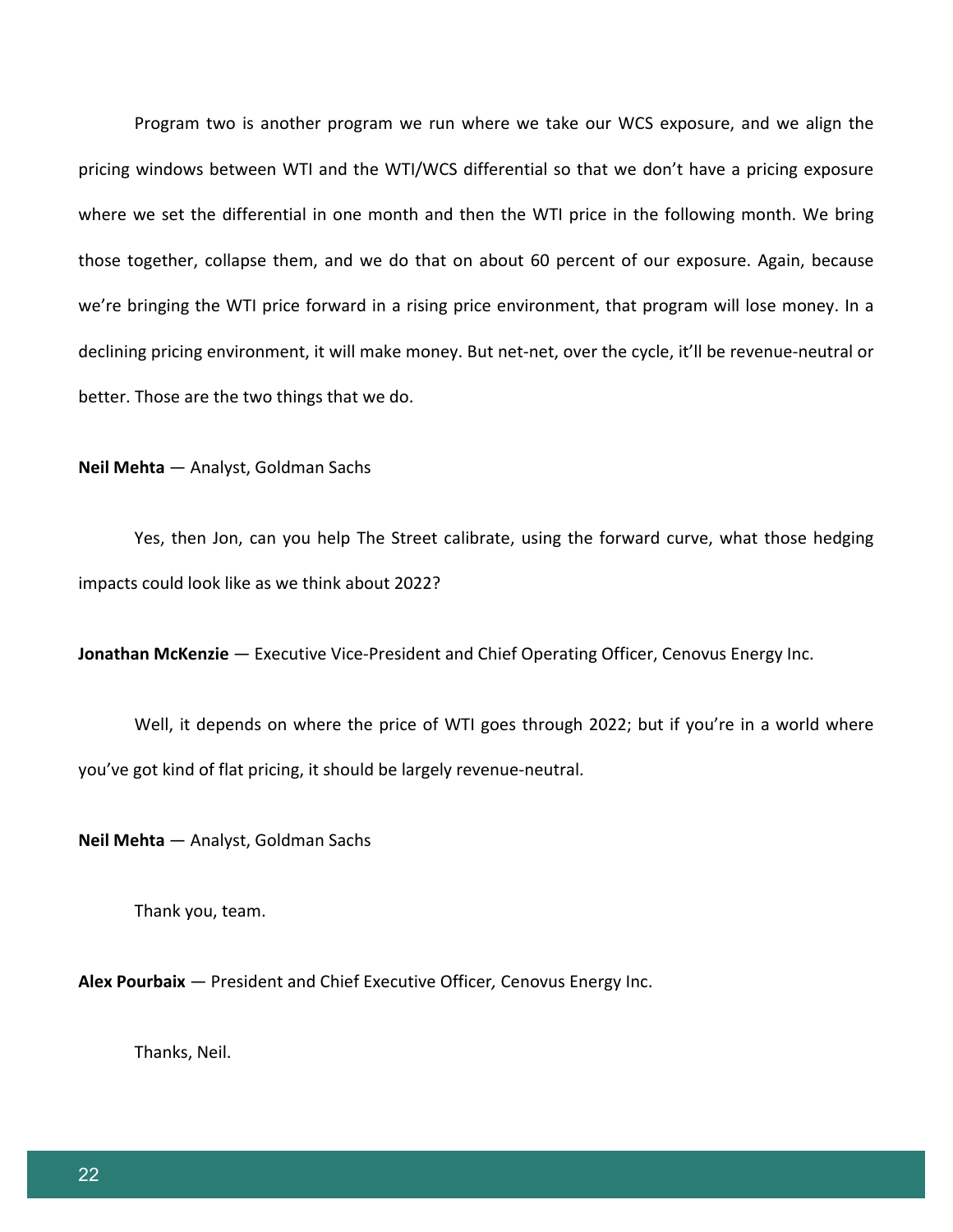Program two is another program we run where we take our WCS exposure, and we align the pricing windows between WTI and the WTI/WCS differential so that we don't have a pricing exposure where we set the differential in one month and then the WTI price in the following month. We bring those together, collapse them, and we do that on about 60 percent of our exposure. Again, because we're bringing the WTI price forward in a rising price environment, that program will lose money. In a declining pricing environment, it will make money. But net-net, over the cycle, it'll be revenue-neutral or better. Those are the two things that we do.

**Neil Mehta** — Analyst, Goldman Sachs

Yes, then Jon, can you help The Street calibrate, using the forward curve, what those hedging impacts could look like as we think about 2022?

**Jonathan McKenzie** — Executive Vice-President and Chief Operating Officer, Cenovus Energy Inc.

Well, it depends on where the price of WTI goes through 2022; but if you're in a world where you've got kind of flat pricing, it should be largely revenue-neutral.

**Neil Mehta** — Analyst, Goldman Sachs

Thank you, team.

**Alex Pourbaix** — President and Chief Executive Officer, Cenovus Energy Inc.

Thanks, Neil.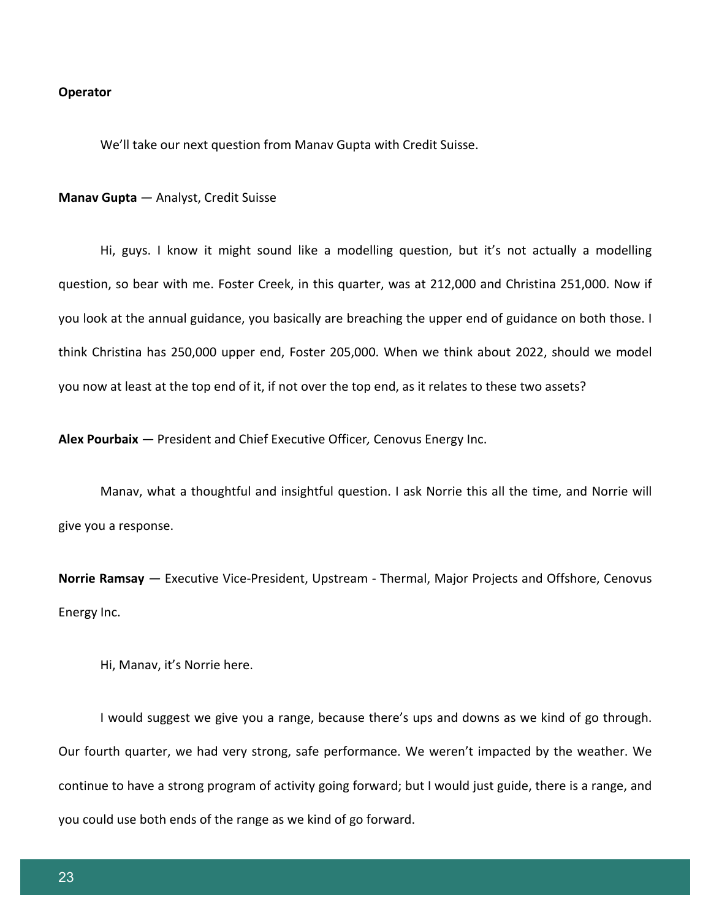**Operator**

We'll take our next question from Manav Gupta with Credit Suisse.

**Manav Gupta** — Analyst, Credit Suisse

Hi, guys. I know it might sound like a modelling question, but it's not actually a modelling question, so bear with me. Foster Creek, in this quarter, was at 212,000 and Christina 251,000. Now if you look at the annual guidance, you basically are breaching the upper end of guidance on both those. I think Christina has 250,000 upper end, Foster 205,000. When we think about 2022, should we model you now at least at the top end of it, if not over the top end, as it relates to these two assets?

**Alex Pourbaix** — President and Chief Executive Officer*,* Cenovus Energy Inc.

Manav, what a thoughtful and insightful question. I ask Norrie this all the time, and Norrie will give you a response.

**Norrie Ramsay** — Executive Vice-President, Upstream - Thermal, Major Projects and Offshore, Cenovus Energy Inc.

Hi, Manav, it's Norrie here.

I would suggest we give you a range, because there's ups and downs as we kind of go through. Our fourth quarter, we had very strong, safe performance. We weren't impacted by the weather. We continue to have a strong program of activity going forward; but I would just guide, there is a range, and you could use both ends of the range as we kind of go forward.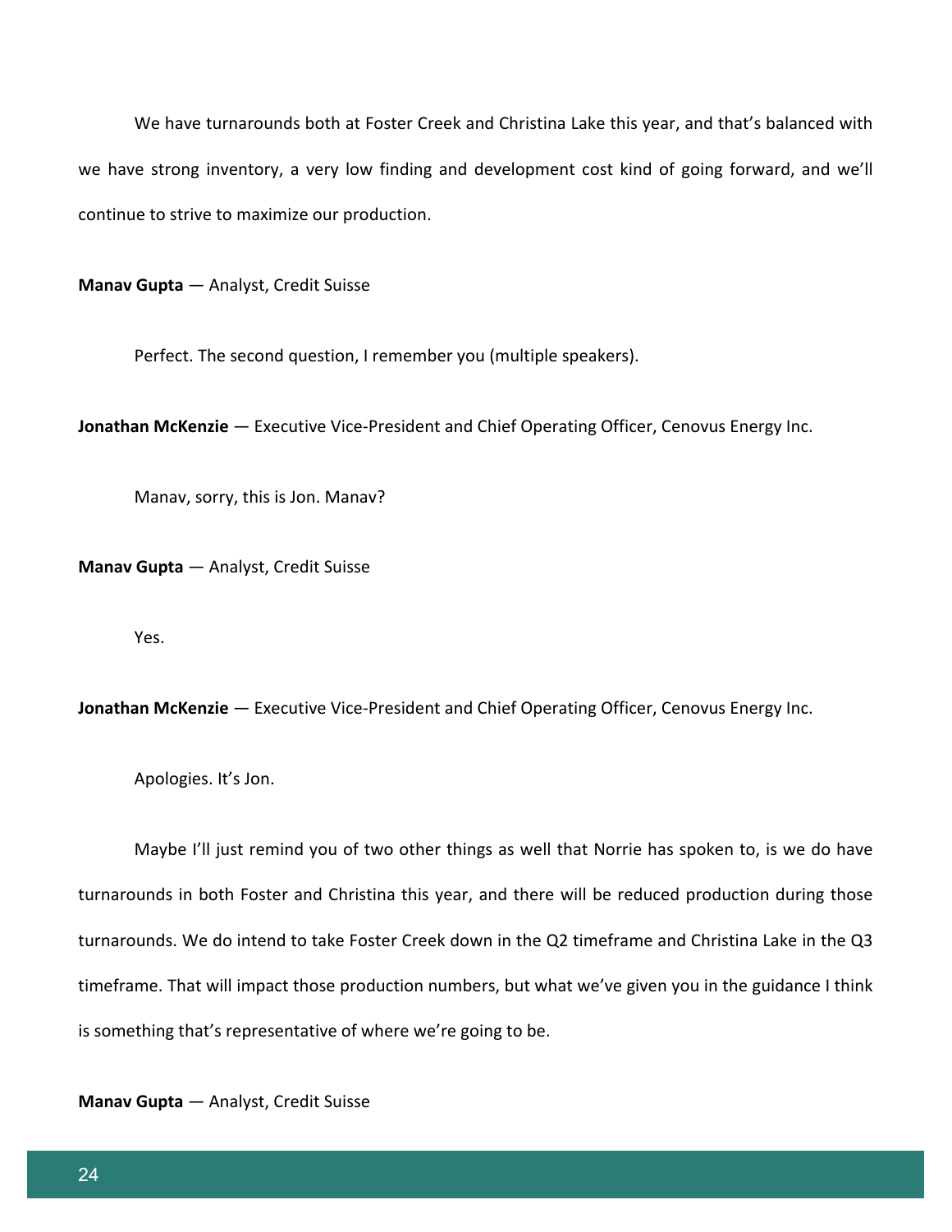We have turnarounds both at Foster Creek and Christina Lake this year, and that's balanced with we have strong inventory, a very low finding and development cost kind of going forward, and we'll continue to strive to maximize our production.

**Manav Gupta** — Analyst, Credit Suisse

Perfect. The second question, I remember you (multiple speakers).

**Jonathan McKenzie** — Executive Vice-President and Chief Operating Officer, Cenovus Energy Inc.

Manav, sorry, this is Jon. Manav?

**Manav Gupta** — Analyst, Credit Suisse

Yes.

**Jonathan McKenzie** — Executive Vice-President and Chief Operating Officer, Cenovus Energy Inc.

Apologies. It's Jon.

Maybe I'll just remind you of two other things as well that Norrie has spoken to, is we do have turnarounds in both Foster and Christina this year, and there will be reduced production during those turnarounds. We do intend to take Foster Creek down in the Q2 timeframe and Christina Lake in the Q3 timeframe. That will impact those production numbers, but what we've given you in the guidance I think is something that's representative of where we're going to be.

**Manav Gupta** — Analyst, Credit Suisse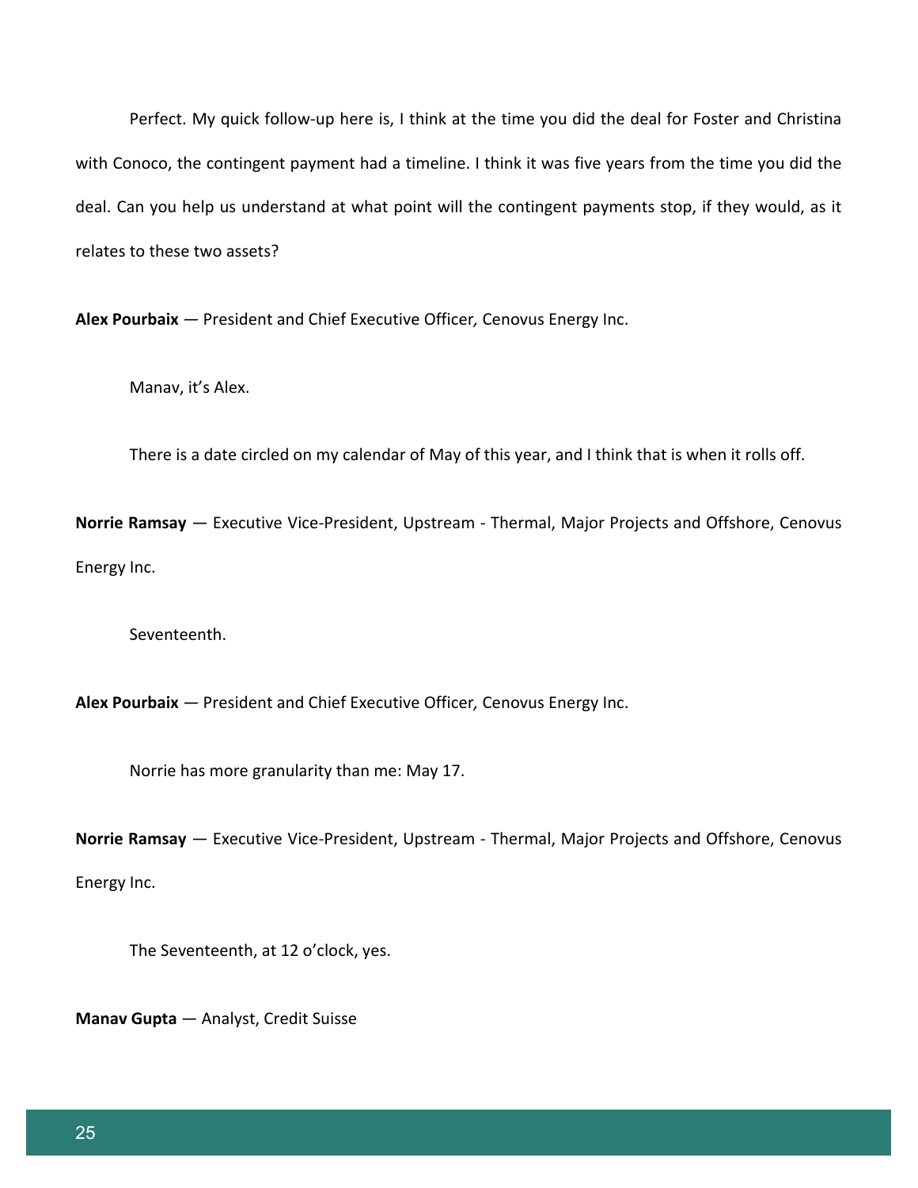Perfect. My quick follow-up here is, I think at the time you did the deal for Foster and Christina with Conoco, the contingent payment had a timeline. I think it was five years from the time you did the deal. Can you help us understand at what point will the contingent payments stop, if they would, as it relates to these two assets?

**Alex Pourbaix** — President and Chief Executive Officer*,* Cenovus Energy Inc.

Manav, it's Alex.

There is a date circled on my calendar of May of this year, and I think that is when it rolls off.

**Norrie Ramsay** — Executive Vice-President, Upstream - Thermal, Major Projects and Offshore, Cenovus Energy Inc.

Seventeenth.

**Alex Pourbaix** — President and Chief Executive Officer*,* Cenovus Energy Inc.

Norrie has more granularity than me: May 17.

**Norrie Ramsay** — Executive Vice-President, Upstream - Thermal, Major Projects and Offshore, Cenovus Energy Inc.

The Seventeenth, at 12 o'clock, yes.

**Manav Gupta** — Analyst, Credit Suisse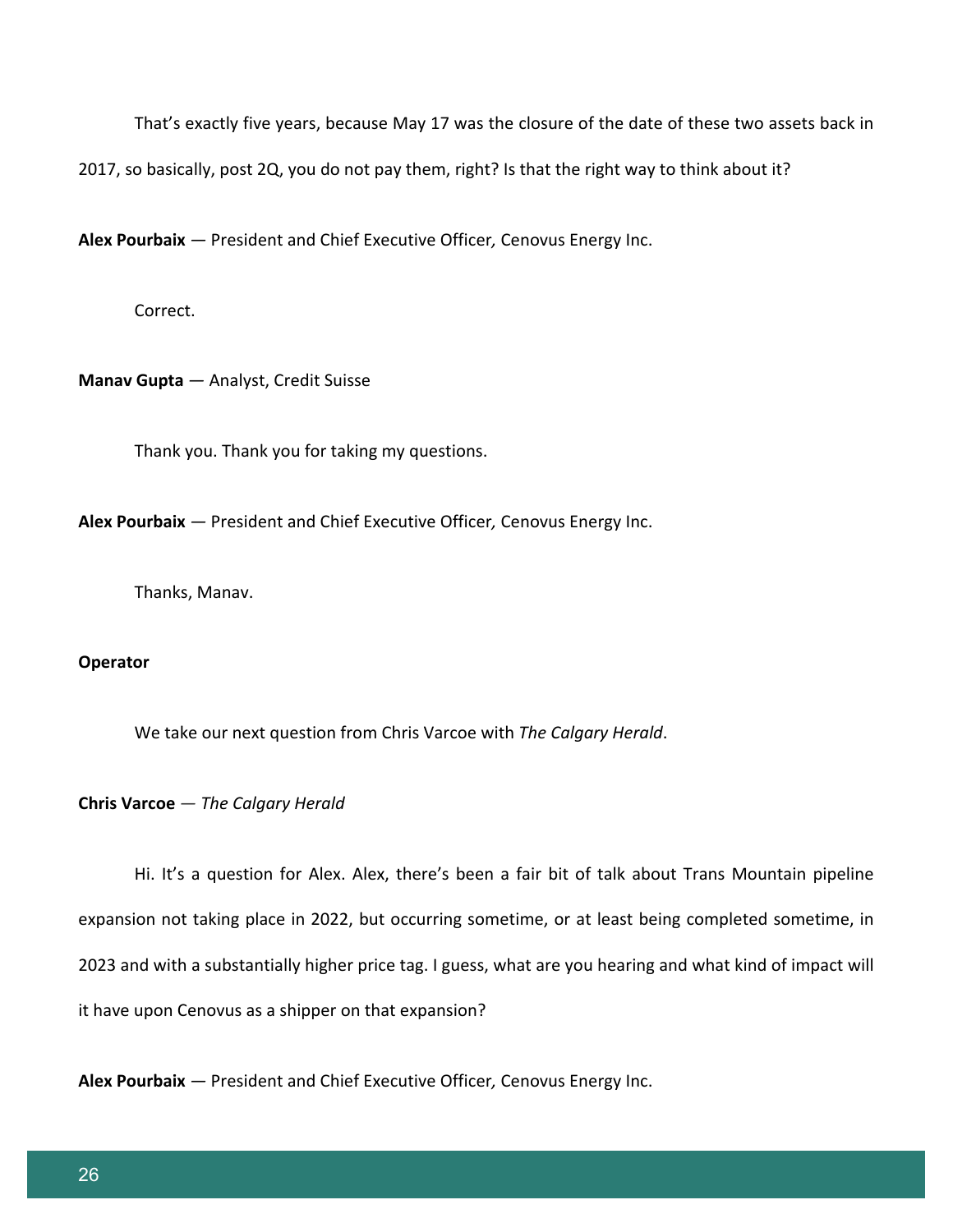That's exactly five years, because May 17 was the closure of the date of these two assets back in 2017, so basically, post 2Q, you do not pay them, right? Is that the right way to think about it?

**Alex Pourbaix** — President and Chief Executive Officer*,* Cenovus Energy Inc.

Correct.

**Manav Gupta** — Analyst, Credit Suisse

Thank you. Thank you for taking my questions.

**Alex Pourbaix** — President and Chief Executive Officer*,* Cenovus Energy Inc.

Thanks, Manav.

**Operator**

We take our next question from Chris Varcoe with *The Calgary Herald*.

**Chris Varcoe** — *The Calgary Herald*

Hi. It's a question for Alex. Alex, there's been a fair bit of talk about Trans Mountain pipeline expansion not taking place in 2022, but occurring sometime, or at least being completed sometime, in 2023 and with a substantially higher price tag. I guess, what are you hearing and what kind of impact will it have upon Cenovus as a shipper on that expansion?

**Alex Pourbaix** — President and Chief Executive Officer*,* Cenovus Energy Inc.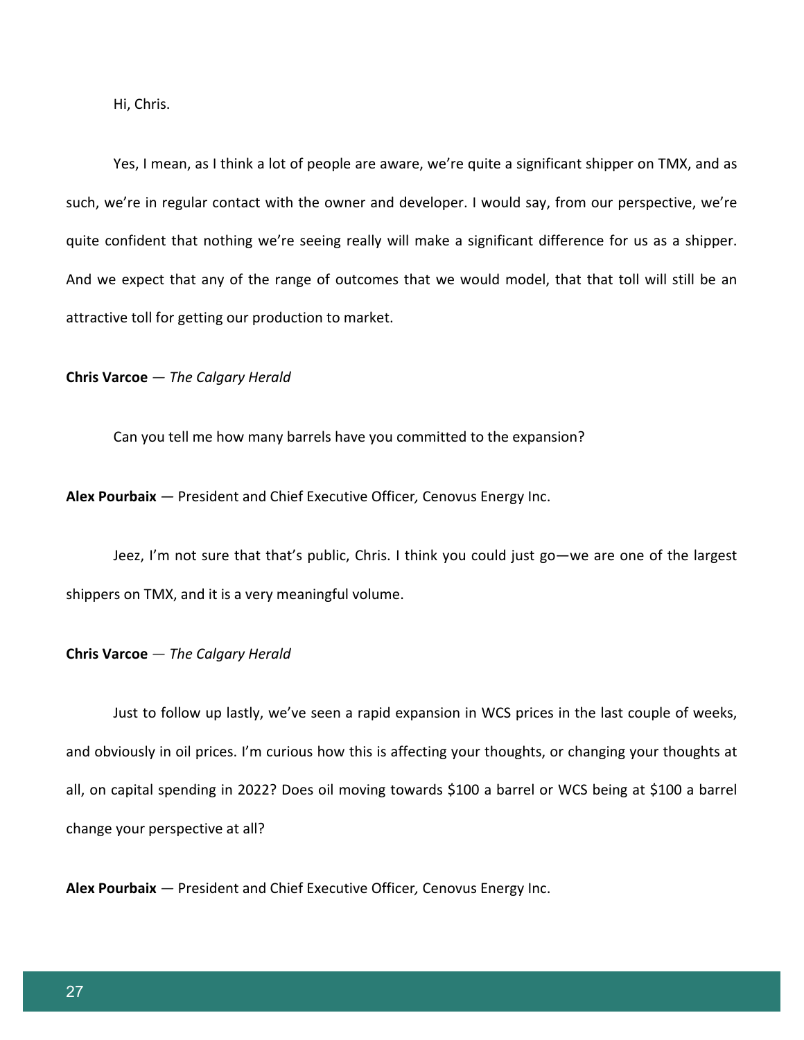Hi, Chris.

Yes, I mean, as I think a lot of people are aware, we're quite a significant shipper on TMX, and as such, we're in regular contact with the owner and developer. I would say, from our perspective, we're quite confident that nothing we're seeing really will make a significant difference for us as a shipper. And we expect that any of the range of outcomes that we would model, that that toll will still be an attractive toll for getting our production to market.

**Chris Varcoe** — *The Calgary Herald*

Can you tell me how many barrels have you committed to the expansion?

**Alex Pourbaix** — President and Chief Executive Officer*,* Cenovus Energy Inc.

Jeez, I'm not sure that that's public, Chris. I think you could just go—we are one of the largest shippers on TMX, and it is a very meaningful volume.

**Chris Varcoe** — *The Calgary Herald*

Just to follow up lastly, we've seen a rapid expansion in WCS prices in the last couple of weeks, and obviously in oil prices. I'm curious how this is affecting your thoughts, or changing your thoughts at all, on capital spending in 2022? Does oil moving towards $100 a barrel or WCS being at $100 a barrel change your perspective at all?

**Alex Pourbaix** — President and Chief Executive Officer*,* Cenovus Energy Inc.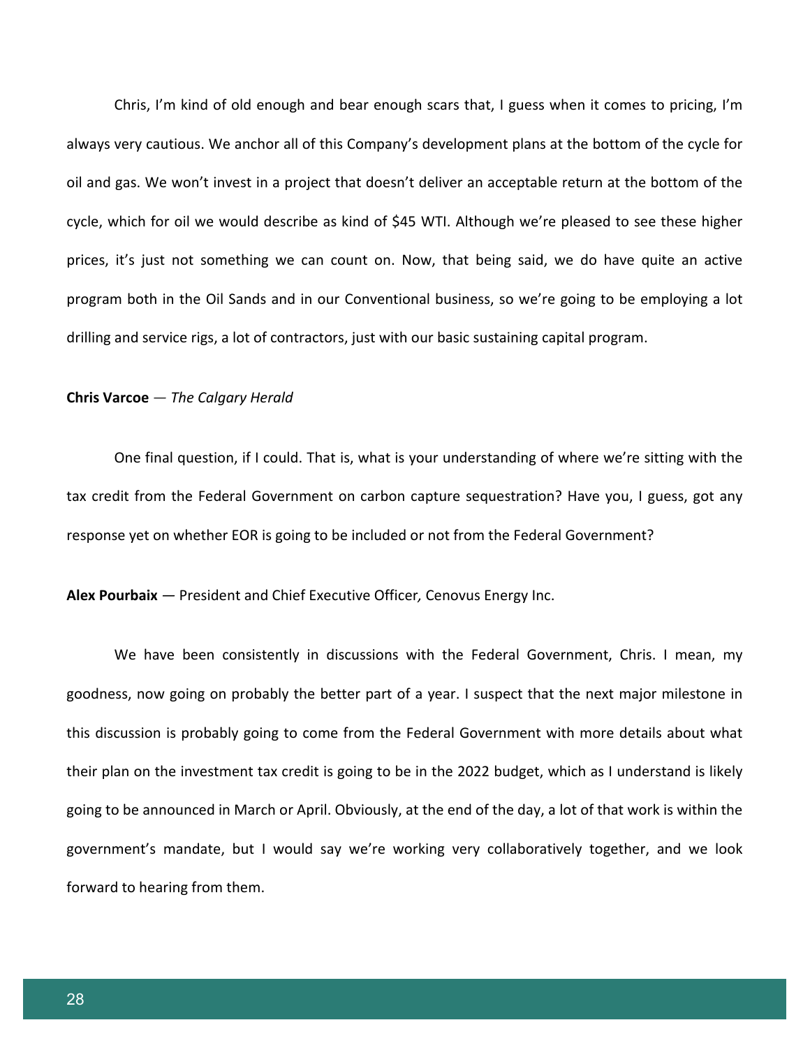Chris, I'm kind of old enough and bear enough scars that, I guess when it comes to pricing, I'm always very cautious. We anchor all of this Company's development plans at the bottom of the cycle for oil and gas. We won't invest in a project that doesn't deliver an acceptable return at the bottom of the cycle, which for oil we would describe as kind of $45 WTI. Although we're pleased to see these higher prices, it's just not something we can count on. Now, that being said, we do have quite an active program both in the Oil Sands and in our Conventional business, so we're going to be employing a lot drilling and service rigs, a lot of contractors, just with our basic sustaining capital program.

**Chris Varcoe** — *The Calgary Herald*

One final question, if I could. That is, what is your understanding of where we're sitting with the tax credit from the Federal Government on carbon capture sequestration? Have you, I guess, got any response yet on whether EOR is going to be included or not from the Federal Government?

**Alex Pourbaix** — President and Chief Executive Officer*,* Cenovus Energy Inc.

We have been consistently in discussions with the Federal Government, Chris. I mean, my goodness, now going on probably the better part of a year. I suspect that the next major milestone in this discussion is probably going to come from the Federal Government with more details about what their plan on the investment tax credit is going to be in the 2022 budget, which as I understand is likely going to be announced in March or April. Obviously, at the end of the day, a lot of that work is within the government's mandate, but I would say we're working very collaboratively together, and we look forward to hearing from them.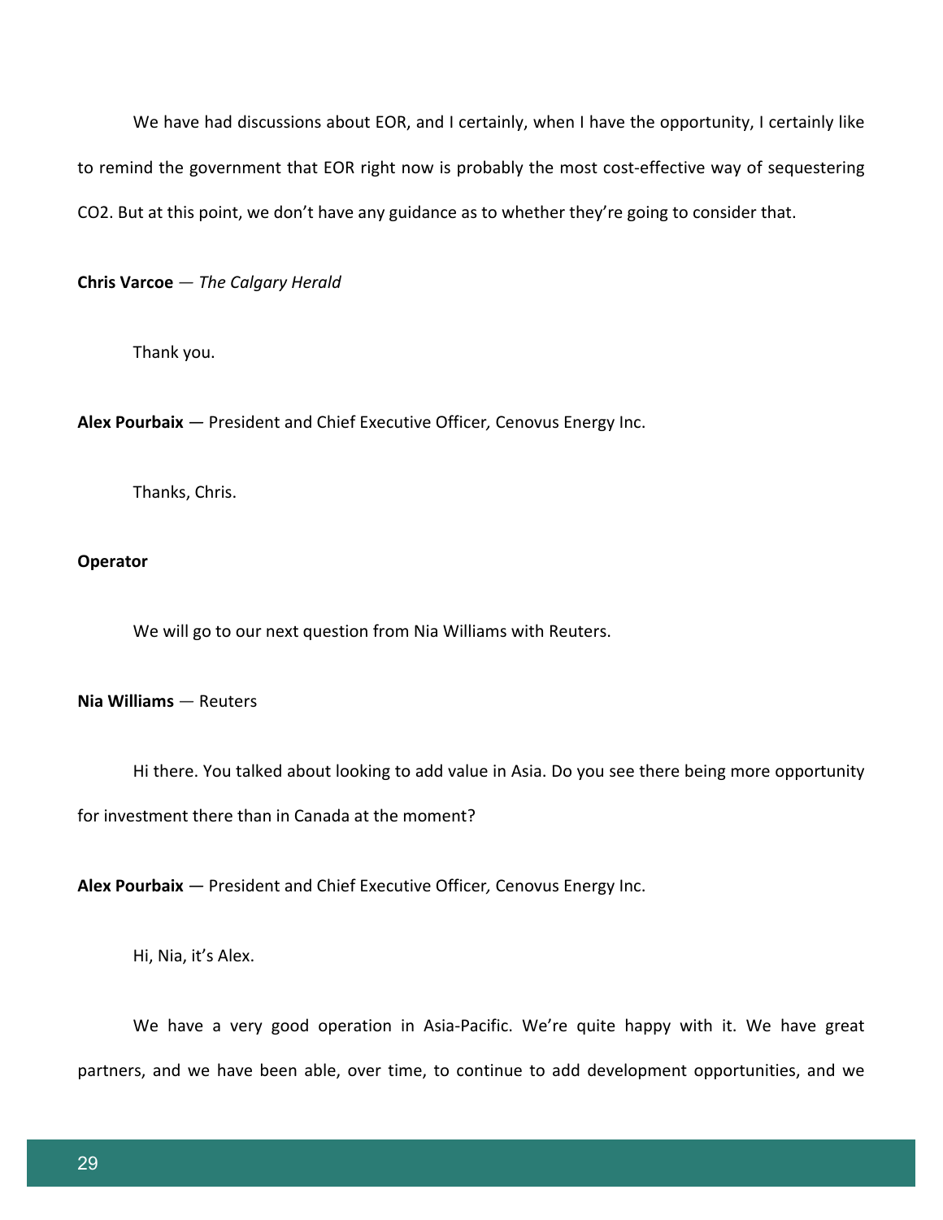We have had discussions about EOR, and I certainly, when I have the opportunity, I certainly like to remind the government that EOR right now is probably the most cost-effective way of sequestering $CO_2$. But at this point, we don't have any guidance as to whether they're going to consider that.

**Chris Varcoe** — *The Calgary Herald*

Thank you.

**Alex Pourbaix** — President and Chief Executive Officer*,* Cenovus Energy Inc.

Thanks, Chris.

**Operator**

We will go to our next question from Nia Williams with Reuters.

**Nia Williams** — Reuters

Hi there. You talked about looking to add value in Asia. Do you see there being more opportunity for investment there than in Canada at the moment?

**Alex Pourbaix** — President and Chief Executive Officer*,* Cenovus Energy Inc.

Hi, Nia, it's Alex.

We have a very good operation in Asia-Pacific. We're quite happy with it. We have great partners, and we have been able, over time, to continue to add development opportunities, and we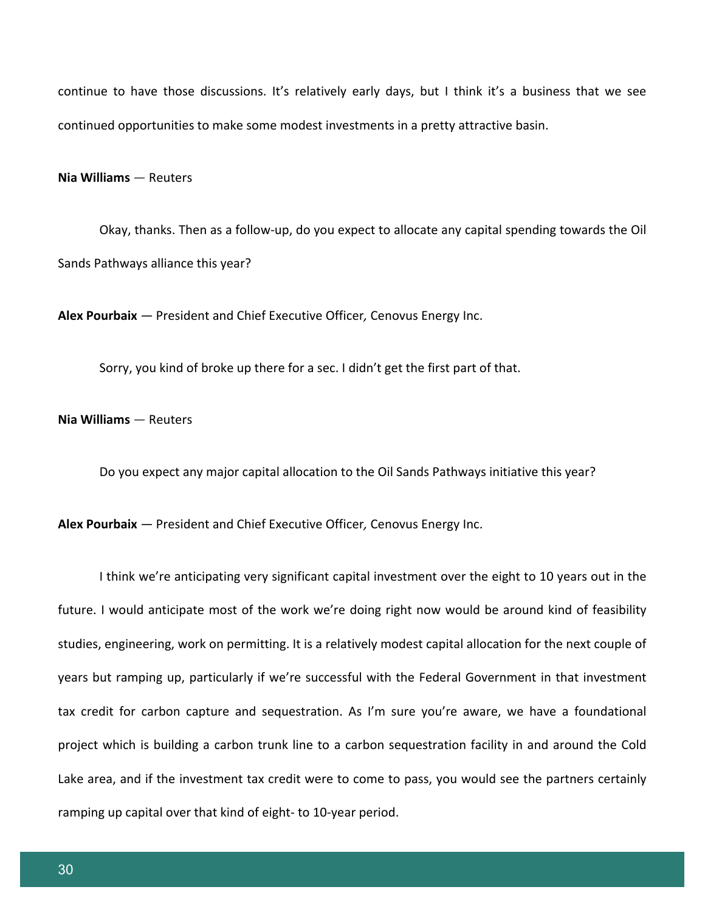continue to have those discussions. It's relatively early days, but I think it's a business that we see continued opportunities to make some modest investments in a pretty attractive basin.

**Nia Williams** — Reuters

Okay, thanks. Then as a follow-up, do you expect to allocate any capital spending towards the Oil Sands Pathways alliance this year?

**Alex Pourbaix** — President and Chief Executive Officer*,* Cenovus Energy Inc.

Sorry, you kind of broke up there for a sec. I didn't get the first part of that.

**Nia Williams** — Reuters

Do you expect any major capital allocation to the Oil Sands Pathways initiative this year?

**Alex Pourbaix** — President and Chief Executive Officer*,* Cenovus Energy Inc.

I think we're anticipating very significant capital investment over the eight to 10 years out in the future. I would anticipate most of the work we're doing right now would be around kind of feasibility studies, engineering, work on permitting. It is a relatively modest capital allocation for the next couple of years but ramping up, particularly if we're successful with the Federal Government in that investment tax credit for carbon capture and sequestration. As I'm sure you're aware, we have a foundational project which is building a carbon trunk line to a carbon sequestration facility in and around the Cold Lake area, and if the investment tax credit were to come to pass, you would see the partners certainly ramping up capital over that kind of eight- to 10-year period.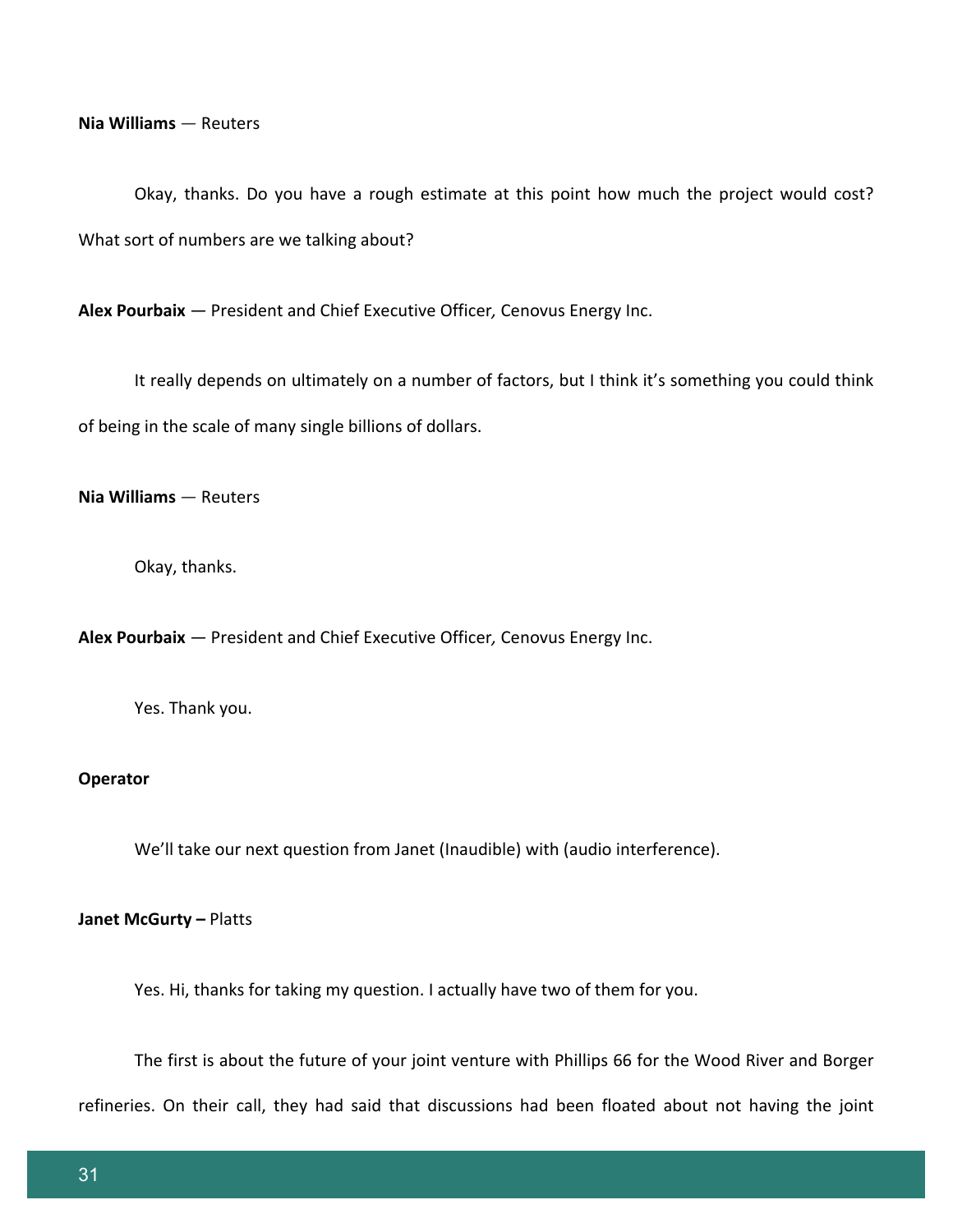**Nia Williams** — Reuters

Okay, thanks. Do you have a rough estimate at this point how much the project would cost? What sort of numbers are we talking about?

**Alex Pourbaix** — President and Chief Executive Officer*,* Cenovus Energy Inc.

It really depends on ultimately on a number of factors, but I think it's something you could think of being in the scale of many single billions of dollars.

**Nia Williams** — Reuters

Okay, thanks.

**Alex Pourbaix** — President and Chief Executive Officer*,* Cenovus Energy Inc.

Yes. Thank you.

**Operator**

We'll take our next question from Janet (Inaudible) with (audio interference).

**Janet McGurty –** Platts

Yes. Hi, thanks for taking my question. I actually have two of them for you.

The first is about the future of your joint venture with Phillips 66 for the Wood River and Borger refineries. On their call, they had said that discussions had been floated about not having the joint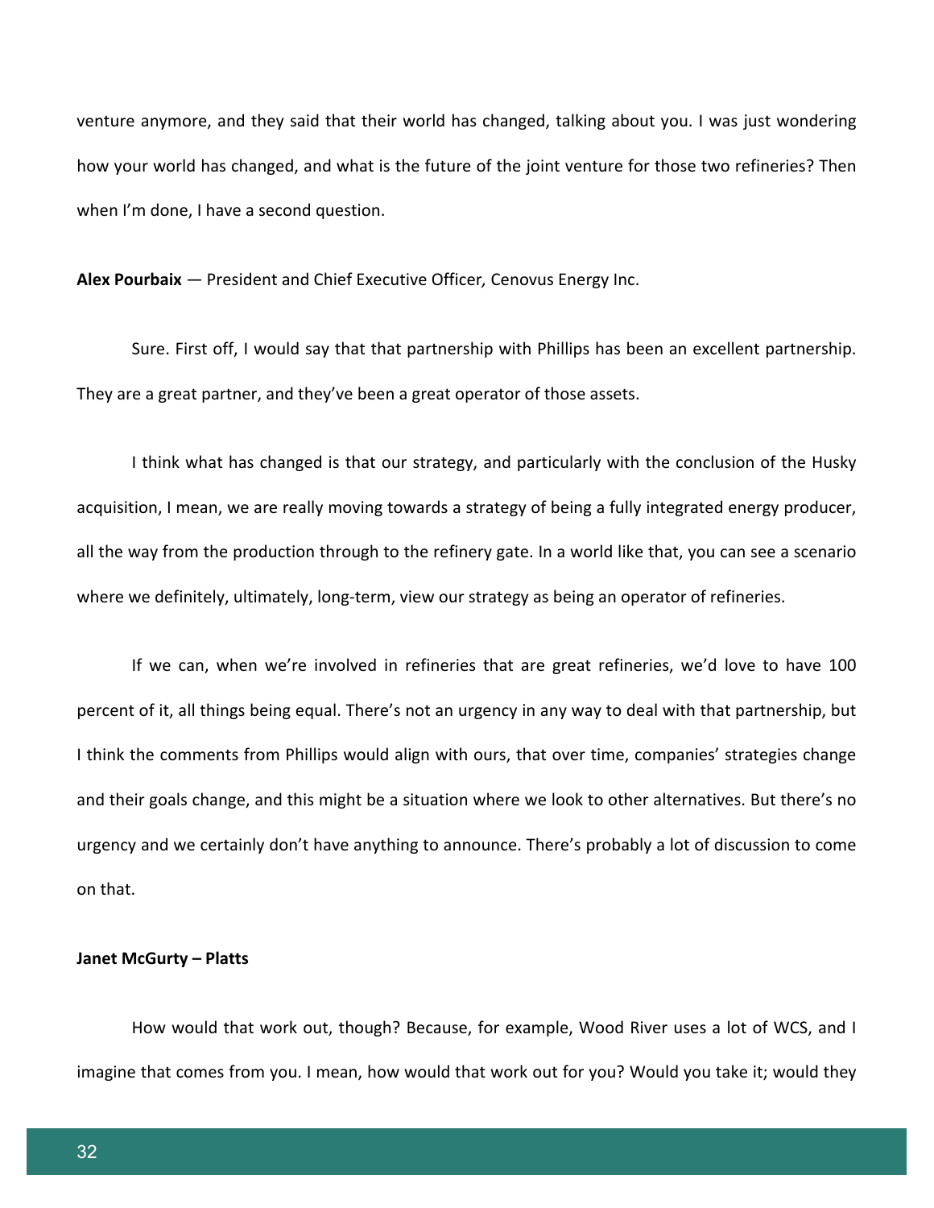venture anymore, and they said that their world has changed, talking about you. I was just wondering how your world has changed, and what is the future of the joint venture for those two refineries? Then when I'm done, I have a second question.

**Alex Pourbaix** — President and Chief Executive Officer*,* Cenovus Energy Inc.

Sure. First off, I would say that that partnership with Phillips has been an excellent partnership. They are a great partner, and they've been a great operator of those assets.

I think what has changed is that our strategy, and particularly with the conclusion of the Husky acquisition, I mean, we are really moving towards a strategy of being a fully integrated energy producer, all the way from the production through to the refinery gate. In a world like that, you can see a scenario where we definitely, ultimately, long-term, view our strategy as being an operator of refineries.

If we can, when we're involved in refineries that are great refineries, we'd love to have 100 percent of it, all things being equal. There's not an urgency in any way to deal with that partnership, but I think the comments from Phillips would align with ours, that over time, companies' strategies change and their goals change, and this might be a situation where we look to other alternatives. But there's no urgency and we certainly don't have anything to announce. There's probably a lot of discussion to come on that.

**Janet McGurty – Platts**

How would that work out, though? Because, for example, Wood River uses a lot of WCS, and I imagine that comes from you. I mean, how would that work out for you? Would you take it; would they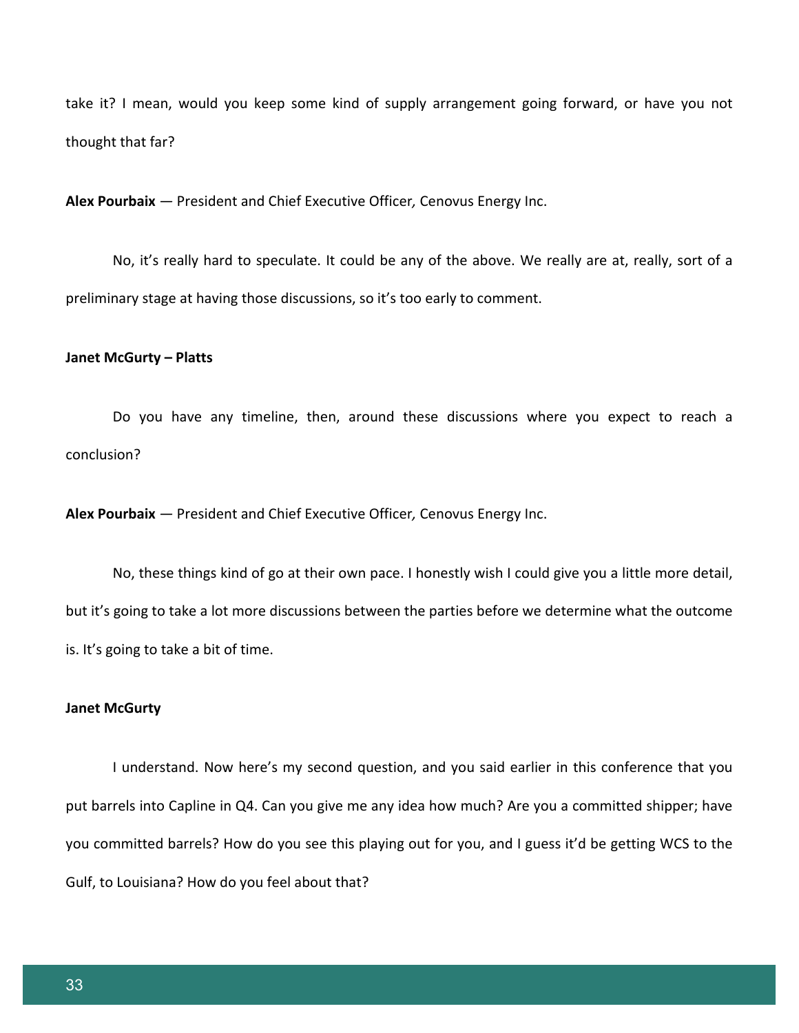take it? I mean, would you keep some kind of supply arrangement going forward, or have you not thought that far?

**Alex Pourbaix** — President and Chief Executive Officer*,* Cenovus Energy Inc.

No, it's really hard to speculate. It could be any of the above. We really are at, really, sort of a preliminary stage at having those discussions, so it's too early to comment.

**Janet McGurty – Platts**

Do you have any timeline, then, around these discussions where you expect to reach a conclusion?

**Alex Pourbaix** — President and Chief Executive Officer*,* Cenovus Energy Inc.

No, these things kind of go at their own pace. I honestly wish I could give you a little more detail, but it's going to take a lot more discussions between the parties before we determine what the outcome is. It's going to take a bit of time.

**Janet McGurty**

I understand. Now here's my second question, and you said earlier in this conference that you put barrels into Capline in Q4. Can you give me any idea how much? Are you a committed shipper; have you committed barrels? How do you see this playing out for you, and I guess it'd be getting WCS to the Gulf, to Louisiana? How do you feel about that?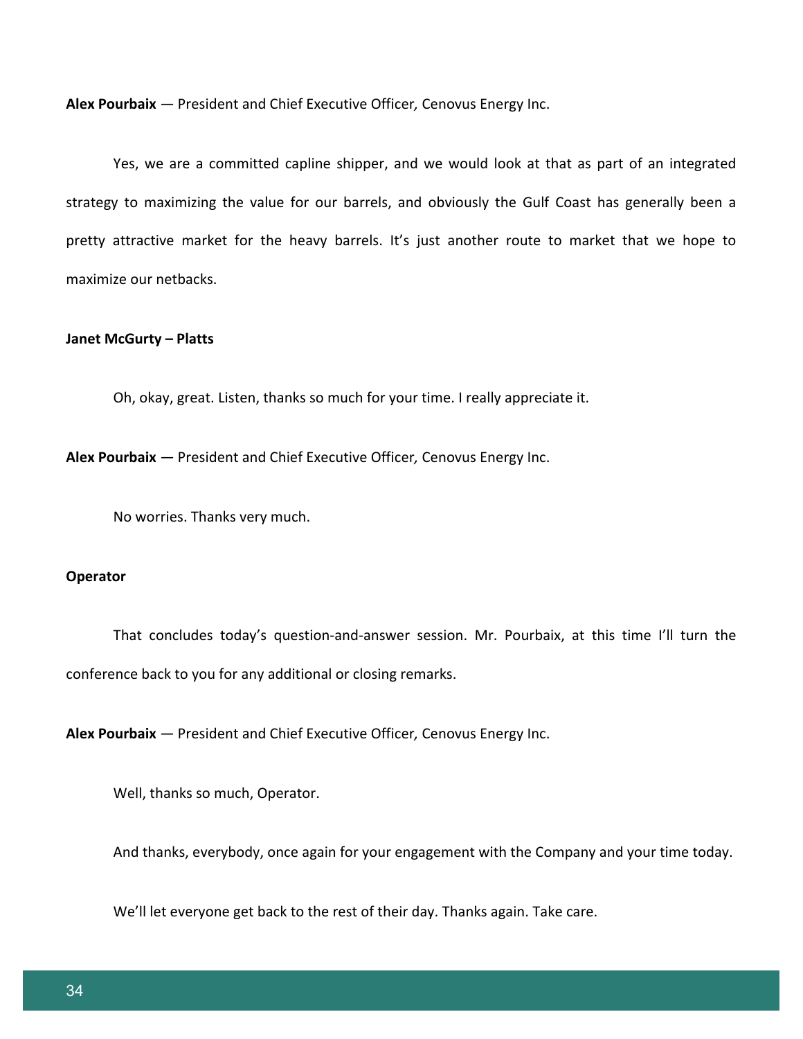**Alex Pourbaix** — President and Chief Executive Officer*,* Cenovus Energy Inc.

Yes, we are a committed capline shipper, and we would look at that as part of an integrated strategy to maximizing the value for our barrels, and obviously the Gulf Coast has generally been a pretty attractive market for the heavy barrels. It's just another route to market that we hope to maximize our netbacks.

**Janet McGurty – Platts**

Oh, okay, great. Listen, thanks so much for your time. I really appreciate it.

**Alex Pourbaix** — President and Chief Executive Officer*,* Cenovus Energy Inc.

No worries. Thanks very much.

**Operator**

That concludes today's question-and-answer session. Mr. Pourbaix, at this time I'll turn the conference back to you for any additional or closing remarks.

**Alex Pourbaix** — President and Chief Executive Officer*,* Cenovus Energy Inc.

Well, thanks so much, Operator.

And thanks, everybody, once again for your engagement with the Company and your time today.

We'll let everyone get back to the rest of their day. Thanks again. Take care.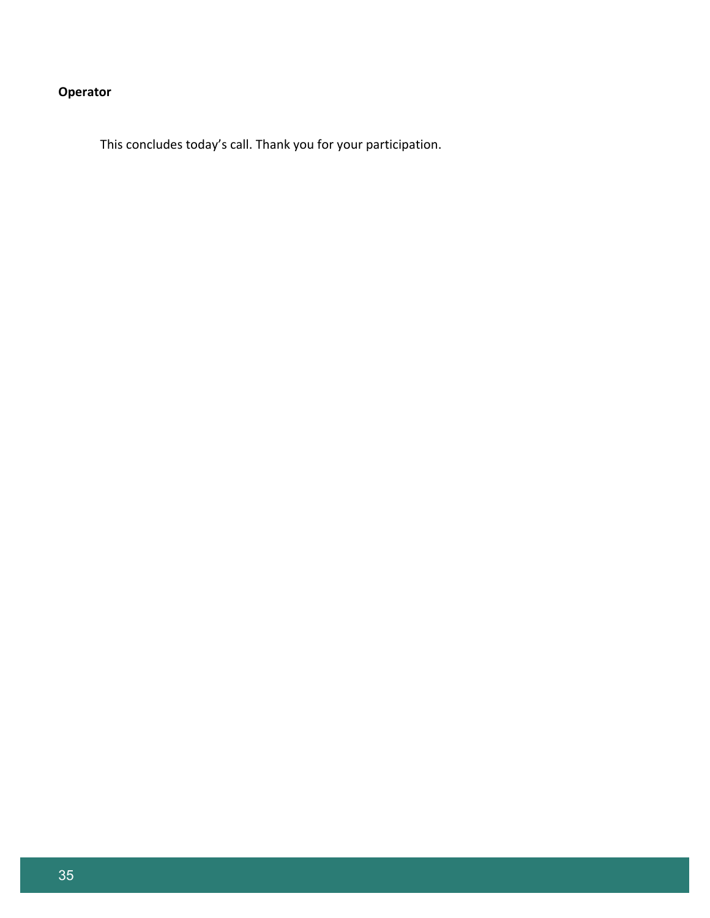**Operator**

This concludes today's call. Thank you for your participation.